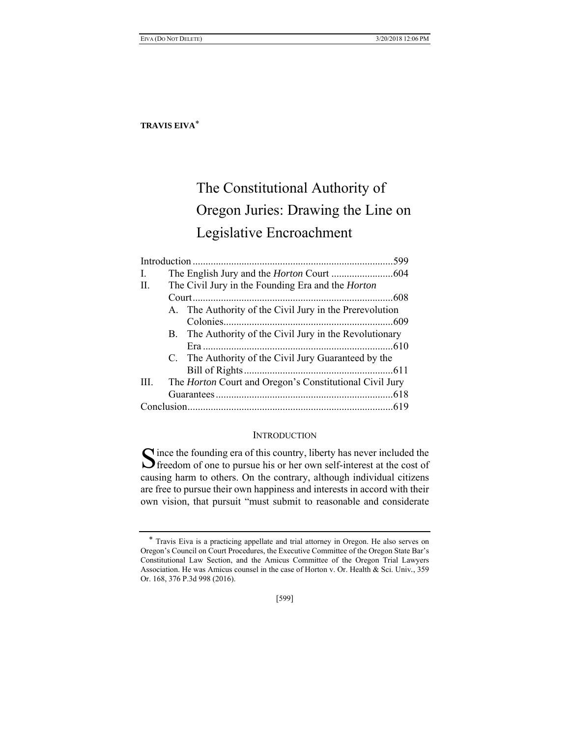**TRAVIS EIVA***

# The Constitutional Authority of Oregon Juries: Drawing the Line on Legislative Encroachment

| | | |
|---|---|---|
| Introduction | | 599 |
| I. | The English Jury and the *Horton* Court | 604 |
| II. | The Civil Jury in the Founding Era and the *Horton* Court | 608 |
| | A. The Authority of the Civil Jury in the Prerevolution Colonies | 609 |
| | B. The Authority of the Civil Jury in the Revolutionary Era | 610 |
| | C. The Authority of the Civil Jury Guaranteed by the Bill of Rights | 611 |
| III. | The *Horton* Court and Oregon's Constitutional Civil Jury Guarantees | 618 |
| Conclusion | | 619 |

## INTRODUCTION

Since the founding era of this country, liberty has never included the freedom of one to pursue his or her own self-interest at the cost of causing harm to others. On the contrary, although individual citizens are free to pursue their own happiness and interests in accord with their own vision, that pursuit "must submit to reasonable and considerate

---

\* Travis Eiva is a practicing appellate and trial attorney in Oregon. He also serves on Oregon's Council on Court Procedures, the Executive Committee of the Oregon State Bar's Constitutional Law Section, and the Amicus Committee of the Oregon Trial Lawyers Association. He was Amicus counsel in the case of Horton v. Or. Health & Sci. Univ., 359 Or. 168, 376 P.3d 998 (2016).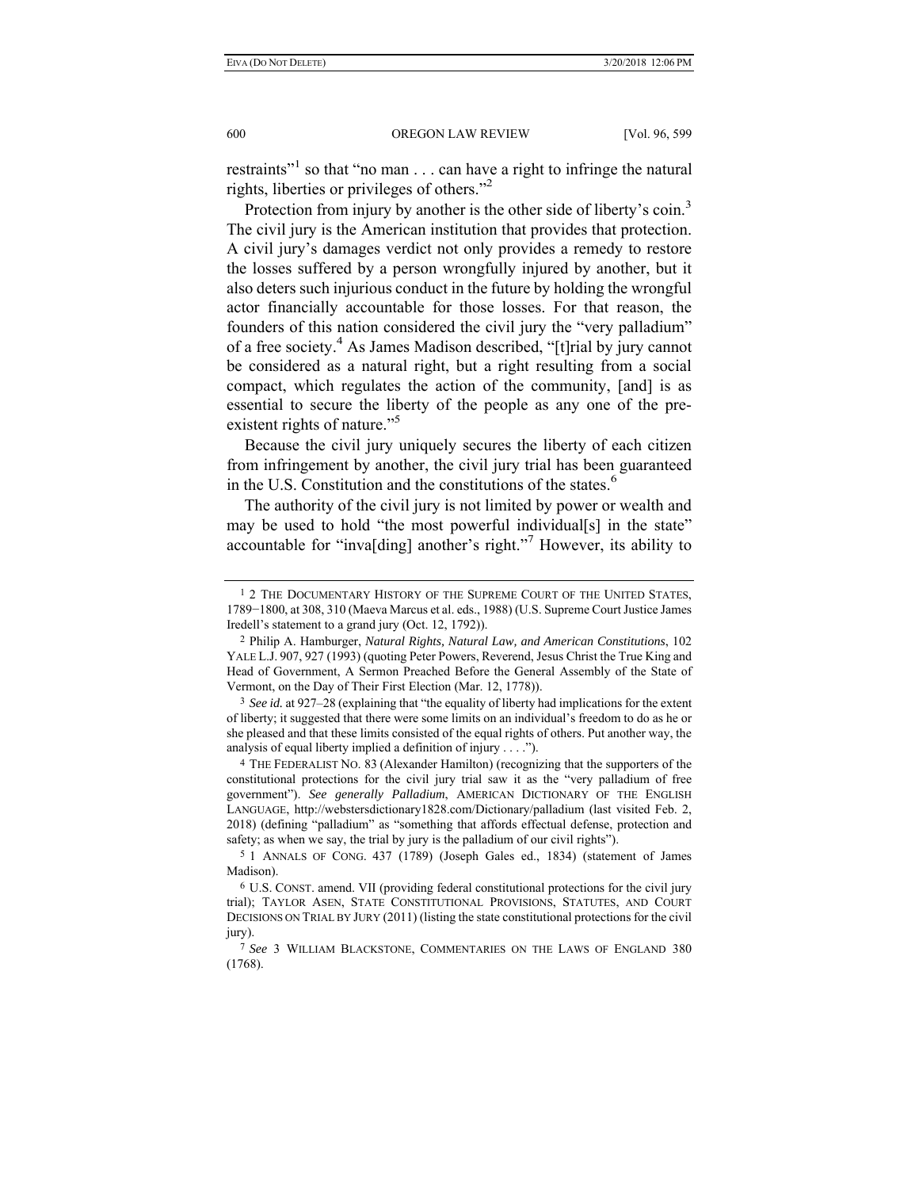restraints"[1] so that "no man . . . can have a right to infringe the natural rights, liberties or privileges of others."[2]

Protection from injury by another is the other side of liberty's coin.[3] The civil jury is the American institution that provides that protection. A civil jury's damages verdict not only provides a remedy to restore the losses suffered by a person wrongfully injured by another, but it also deters such injurious conduct in the future by holding the wrongful actor financially accountable for those losses. For that reason, the founders of this nation considered the civil jury the "very palladium" of a free society.[4] As James Madison described, "[t]rial by jury cannot be considered as a natural right, but a right resulting from a social compact, which regulates the action of the community, [and] is as essential to secure the liberty of the people as any one of the pre-existent rights of nature."[5]

Because the civil jury uniquely secures the liberty of each citizen from infringement by another, the civil jury trial has been guaranteed in the U.S. Constitution and the constitutions of the states.[6]

The authority of the civil jury is not limited by power or wealth and may be used to hold "the most powerful individual[s] in the state" accountable for "inva[ding] another's right."[7] However, its ability to

---

[1] 2 THE DOCUMENTARY HISTORY OF THE SUPREME COURT OF THE UNITED STATES, 1789−1800, at 308, 310 (Maeva Marcus et al. eds., 1988) (U.S. Supreme Court Justice James Iredell's statement to a grand jury (Oct. 12, 1792)).

[2] Philip A. Hamburger, *Natural Rights, Natural Law, and American Constitutions*, 102 YALE L.J. 907, 927 (1993) (quoting Peter Powers, Reverend, Jesus Christ the True King and Head of Government, A Sermon Preached Before the General Assembly of the State of Vermont, on the Day of Their First Election (Mar. 12, 1778)).

[3] *See id.* at 927–28 (explaining that "the equality of liberty had implications for the extent of liberty; it suggested that there were some limits on an individual's freedom to do as he or she pleased and that these limits consisted of the equal rights of others. Put another way, the analysis of equal liberty implied a definition of injury . . . .").

[4] THE FEDERALIST NO. 83 (Alexander Hamilton) (recognizing that the supporters of the constitutional protections for the civil jury trial saw it as the "very palladium of free government"). *See generally Palladium*, AMERICAN DICTIONARY OF THE ENGLISH LANGUAGE, http://webstersdictionary1828.com/Dictionary/palladium (last visited Feb. 2, 2018) (defining "palladium" as "something that affords effectual defense, protection and safety; as when we say, the trial by jury is the palladium of our civil rights").

[5] 1 ANNALS OF CONG. 437 (1789) (Joseph Gales ed., 1834) (statement of James Madison).

[6] U.S. CONST. amend. VII (providing federal constitutional protections for the civil jury trial); TAYLOR ASEN, STATE CONSTITUTIONAL PROVISIONS, STATUTES, AND COURT DECISIONS ON TRIAL BY JURY (2011) (listing the state constitutional protections for the civil jury).

[7] *See* 3 WILLIAM BLACKSTONE, COMMENTARIES ON THE LAWS OF ENGLAND 380 (1768).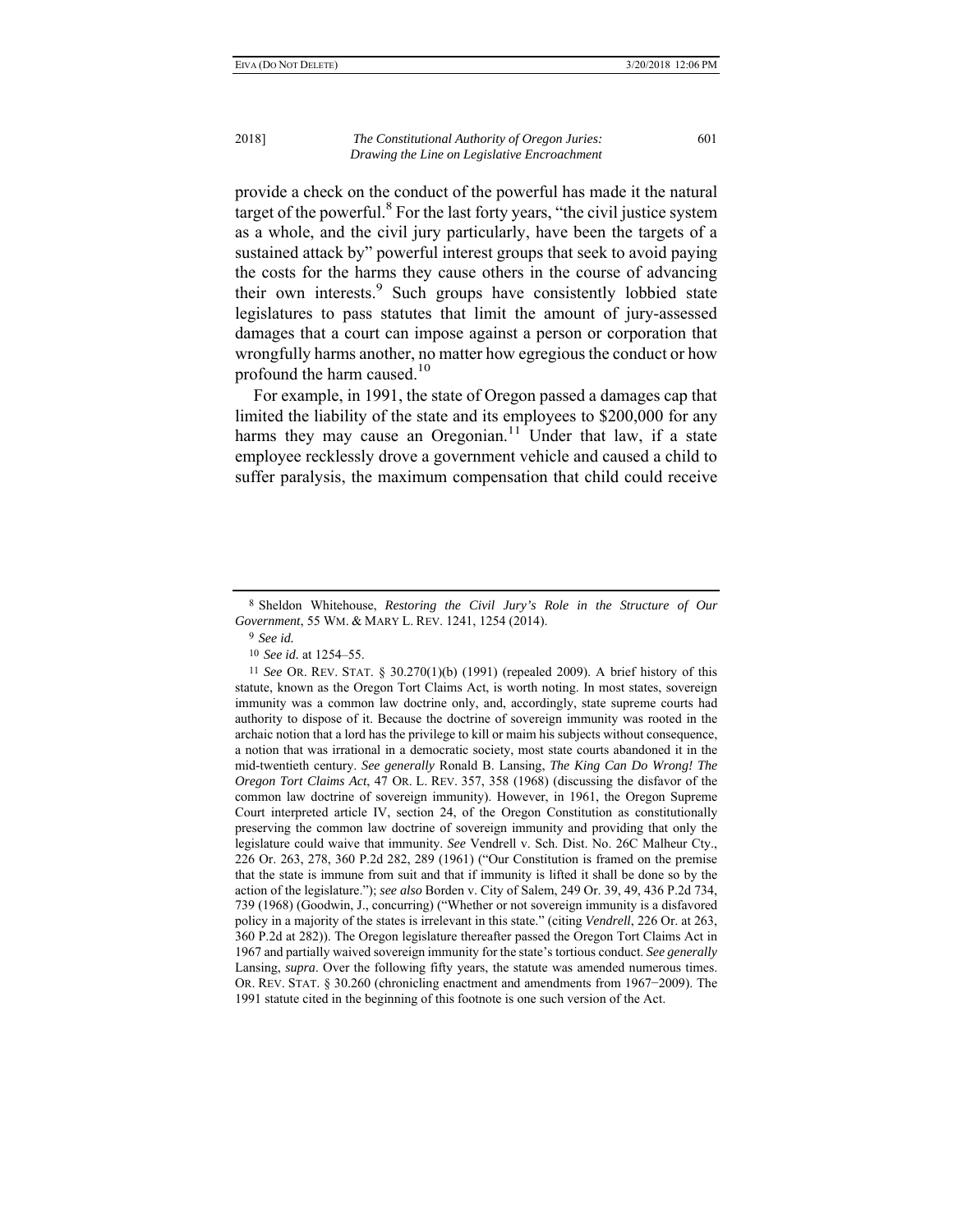provide a check on the conduct of the powerful has made it the natural target of the powerful.[8] For the last forty years, "the civil justice system as a whole, and the civil jury particularly, have been the targets of a sustained attack by" powerful interest groups that seek to avoid paying the costs for the harms they cause others in the course of advancing their own interests.[9] Such groups have consistently lobbied state legislatures to pass statutes that limit the amount of jury-assessed damages that a court can impose against a person or corporation that wrongfully harms another, no matter how egregious the conduct or how profound the harm caused.[10]

For example, in 1991, the state of Oregon passed a damages cap that limited the liability of the state and its employees to $200,000 for any harms they may cause an Oregonian.[11] Under that law, if a state employee recklessly drove a government vehicle and caused a child to suffer paralysis, the maximum compensation that child could receive

---

8 Sheldon Whitehouse, *Restoring the Civil Jury's Role in the Structure of Our Government*, 55 WM. & MARY L. REV. 1241, 1254 (2014).

9 *See id.*

10 *See id.* at 1254–55.

11 *See* OR. REV. STAT. § 30.270(1)(b) (1991) (repealed 2009). A brief history of this statute, known as the Oregon Tort Claims Act, is worth noting. In most states, sovereign immunity was a common law doctrine only, and, accordingly, state supreme courts had authority to dispose of it. Because the doctrine of sovereign immunity was rooted in the archaic notion that a lord has the privilege to kill or maim his subjects without consequence, a notion that was irrational in a democratic society, most state courts abandoned it in the mid-twentieth century. *See generally* Ronald B. Lansing, *The King Can Do Wrong! The Oregon Tort Claims Act*, 47 OR. L. REV. 357, 358 (1968) (discussing the disfavor of the common law doctrine of sovereign immunity). However, in 1961, the Oregon Supreme Court interpreted article IV, section 24, of the Oregon Constitution as constitutionally preserving the common law doctrine of sovereign immunity and providing that only the legislature could waive that immunity. *See* Vendrell v. Sch. Dist. No. 26C Malheur Cty., 226 Or. 263, 278, 360 P.2d 282, 289 (1961) ("Our Constitution is framed on the premise that the state is immune from suit and that if immunity is lifted it shall be done so by the action of the legislature."); *see also* Borden v. City of Salem, 249 Or. 39, 49, 436 P.2d 734, 739 (1968) (Goodwin, J., concurring) ("Whether or not sovereign immunity is a disfavored policy in a majority of the states is irrelevant in this state." (citing *Vendrell*, 226 Or. at 263, 360 P.2d at 282)). The Oregon legislature thereafter passed the Oregon Tort Claims Act in 1967 and partially waived sovereign immunity for the state's tortious conduct. *See generally* Lansing, *supra*. Over the following fifty years, the statute was amended numerous times. OR. REV. STAT. § 30.260 (chronicling enactment and amendments from 1967−2009). The 1991 statute cited in the beginning of this footnote is one such version of the Act.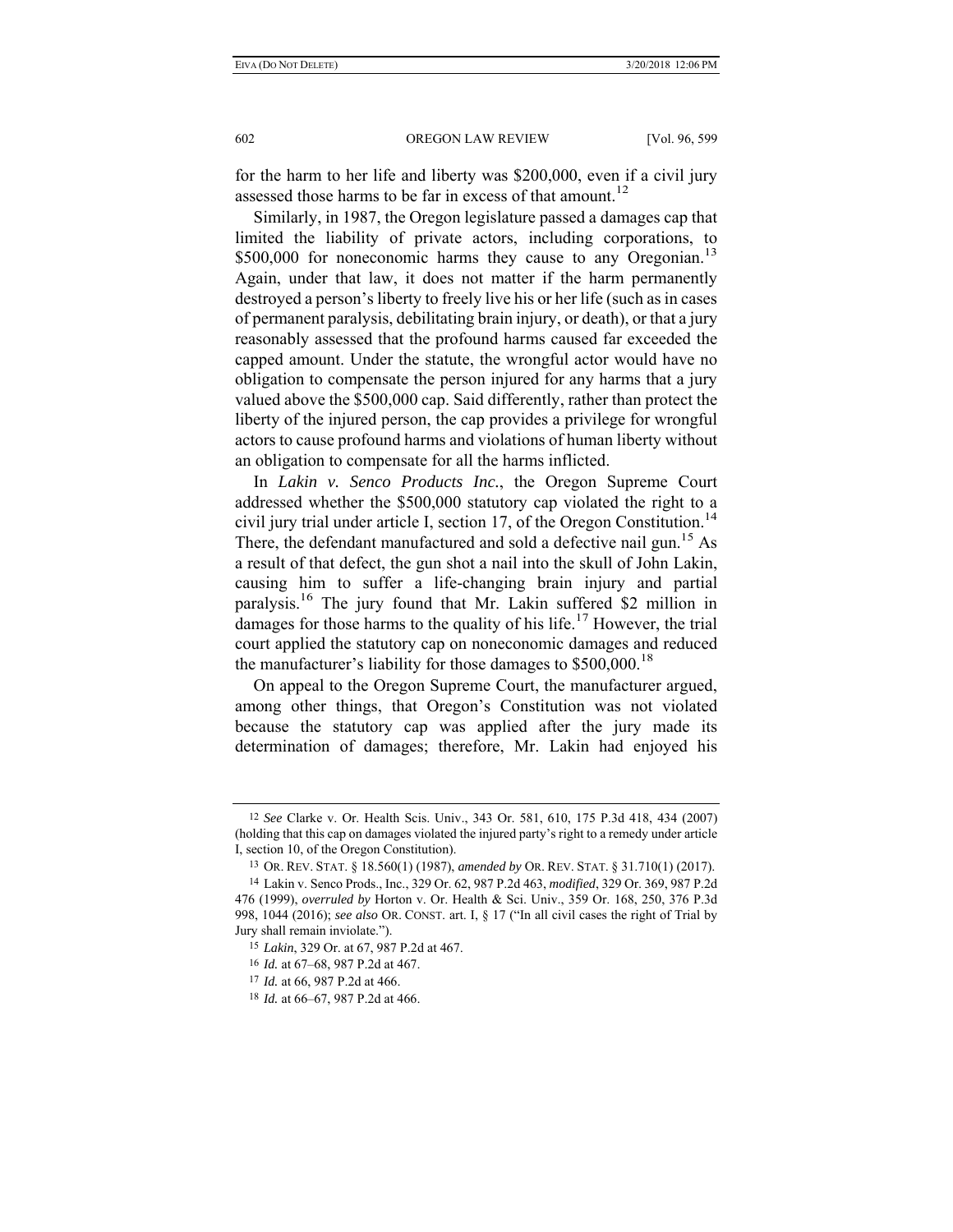for the harm to her life and liberty was $200,000, even if a civil jury assessed those harms to be far in excess of that amount.[12]

Similarly, in 1987, the Oregon legislature passed a damages cap that limited the liability of private actors, including corporations, to $500,000 for noneconomic harms they cause to any Oregonian.[13] Again, under that law, it does not matter if the harm permanently destroyed a person's liberty to freely live his or her life (such as in cases of permanent paralysis, debilitating brain injury, or death), or that a jury reasonably assessed that the profound harms caused far exceeded the capped amount. Under the statute, the wrongful actor would have no obligation to compensate the person injured for any harms that a jury valued above the $500,000 cap. Said differently, rather than protect the liberty of the injured person, the cap provides a privilege for wrongful actors to cause profound harms and violations of human liberty without an obligation to compensate for all the harms inflicted.

In *Lakin v. Senco Products Inc.*, the Oregon Supreme Court addressed whether the $500,000 statutory cap violated the right to a civil jury trial under article I, section 17, of the Oregon Constitution.[14] There, the defendant manufactured and sold a defective nail gun.[15] As a result of that defect, the gun shot a nail into the skull of John Lakin, causing him to suffer a life-changing brain injury and partial paralysis.[16] The jury found that Mr. Lakin suffered $2 million in damages for those harms to the quality of his life.[17] However, the trial court applied the statutory cap on noneconomic damages and reduced the manufacturer's liability for those damages to $500,000.[18]

On appeal to the Oregon Supreme Court, the manufacturer argued, among other things, that Oregon's Constitution was not violated because the statutory cap was applied after the jury made its determination of damages; therefore, Mr. Lakin had enjoyed his

---

12 *See* Clarke v. Or. Health Scis. Univ., 343 Or. 581, 610, 175 P.3d 418, 434 (2007) (holding that this cap on damages violated the injured party's right to a remedy under article I, section 10, of the Oregon Constitution).

13 OR. REV. STAT. § 18.560(1) (1987), *amended by* OR. REV. STAT. § 31.710(1) (2017).

14 Lakin v. Senco Prods., Inc., 329 Or. 62, 987 P.2d 463, *modified*, 329 Or. 369, 987 P.2d 476 (1999), *overruled by* Horton v. Or. Health & Sci. Univ., 359 Or. 168, 250, 376 P.3d 998, 1044 (2016); *see also* OR. CONST. art. I, § 17 ("In all civil cases the right of Trial by Jury shall remain inviolate.").

15 *Lakin*, 329 Or. at 67, 987 P.2d at 467.

16 *Id.* at 67–68, 987 P.2d at 467.

17 *Id.* at 66, 987 P.2d at 466.

18 *Id.* at 66–67, 987 P.2d at 466.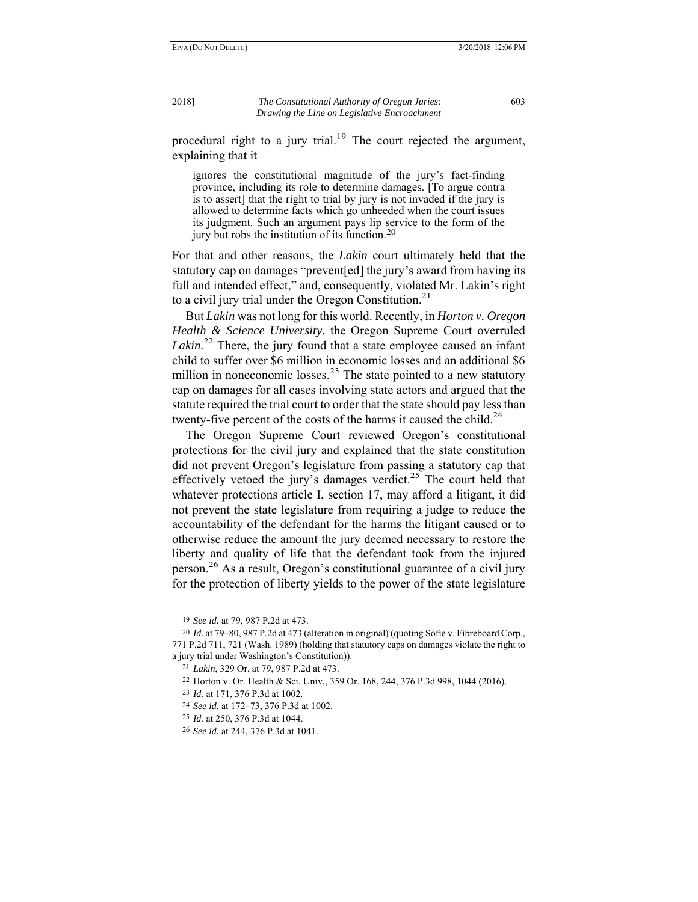procedural right to a jury trial.[19] The court rejected the argument, explaining that it

> ignores the constitutional magnitude of the jury's fact-finding province, including its role to determine damages. [To argue contra is to assert] that the right to trial by jury is not invaded if the jury is allowed to determine facts which go unheeded when the court issues its judgment. Such an argument pays lip service to the form of the jury but robs the institution of its function.[20]

For that and other reasons, the *Lakin* court ultimately held that the statutory cap on damages "prevent[ed] the jury's award from having its full and intended effect," and, consequently, violated Mr. Lakin's right to a civil jury trial under the Oregon Constitution.[21]

But *Lakin* was not long for this world. Recently, in *Horton v. Oregon Health & Science University*, the Oregon Supreme Court overruled *Lakin.*[22] There, the jury found that a state employee caused an infant child to suffer over $6 million in economic losses and an additional $6 million in noneconomic losses.[23] The state pointed to a new statutory cap on damages for all cases involving state actors and argued that the statute required the trial court to order that the state should pay less than twenty-five percent of the costs of the harms it caused the child.[24]

The Oregon Supreme Court reviewed Oregon's constitutional protections for the civil jury and explained that the state constitution did not prevent Oregon's legislature from passing a statutory cap that effectively vetoed the jury's damages verdict.[25] The court held that whatever protections article I, section 17, may afford a litigant, it did not prevent the state legislature from requiring a judge to reduce the accountability of the defendant for the harms the litigant caused or to otherwise reduce the amount the jury deemed necessary to restore the liberty and quality of life that the defendant took from the injured person.[26] As a result, Oregon's constitutional guarantee of a civil jury for the protection of liberty yields to the power of the state legislature

---

19 *See id.* at 79, 987 P.2d at 473.

20 *Id.* at 79–80, 987 P.2d at 473 (alteration in original) (quoting Sofie v. Fibreboard Corp., 771 P.2d 711, 721 (Wash. 1989) (holding that statutory caps on damages violate the right to a jury trial under Washington's Constitution)).

21 *Lakin*, 329 Or. at 79, 987 P.2d at 473.

22 Horton v. Or. Health & Sci. Univ., 359 Or. 168, 244, 376 P.3d 998, 1044 (2016).

23 *Id.* at 171, 376 P.3d at 1002.

24 *See id.* at 172–73, 376 P.3d at 1002.

25 *Id.* at 250, 376 P.3d at 1044.

26 *See id.* at 244, 376 P.3d at 1041.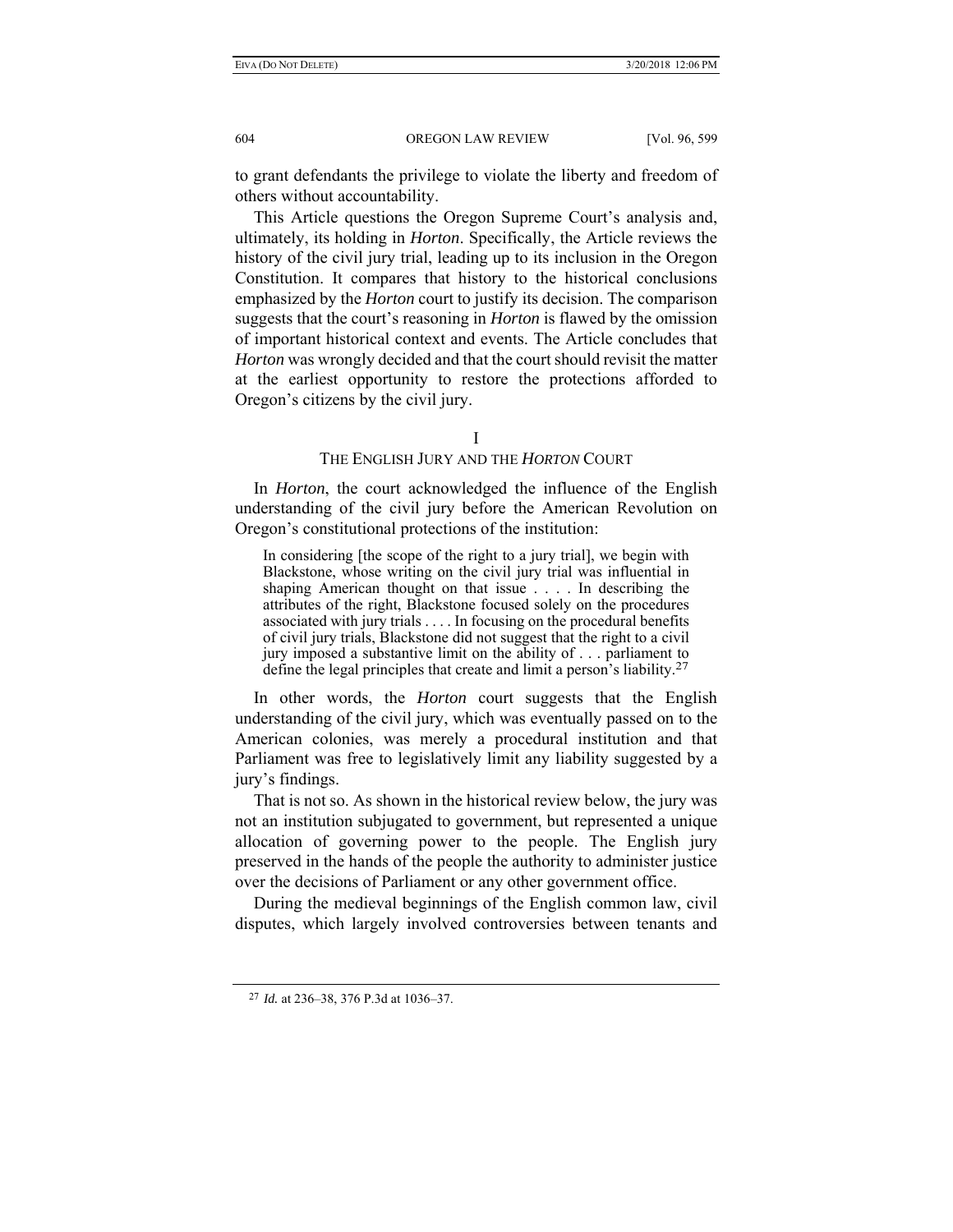to grant defendants the privilege to violate the liberty and freedom of others without accountability.

This Article questions the Oregon Supreme Court's analysis and, ultimately, its holding in *Horton*. Specifically, the Article reviews the history of the civil jury trial, leading up to its inclusion in the Oregon Constitution. It compares that history to the historical conclusions emphasized by the *Horton* court to justify its decision. The comparison suggests that the court's reasoning in *Horton* is flawed by the omission of important historical context and events. The Article concludes that *Horton* was wrongly decided and that the court should revisit the matter at the earliest opportunity to restore the protections afforded to Oregon's citizens by the civil jury.

## I
## THE ENGLISH JURY AND THE *HORTON* COURT

In *Horton*, the court acknowledged the influence of the English understanding of the civil jury before the American Revolution on Oregon's constitutional protections of the institution:

> In considering [the scope of the right to a jury trial], we begin with Blackstone, whose writing on the civil jury trial was influential in shaping American thought on that issue . . . . In describing the attributes of the right, Blackstone focused solely on the procedures associated with jury trials . . . . In focusing on the procedural benefits of civil jury trials, Blackstone did not suggest that the right to a civil jury imposed a substantive limit on the ability of . . . parliament to define the legal principles that create and limit a person's liability.[27]

In other words, the *Horton* court suggests that the English understanding of the civil jury, which was eventually passed on to the American colonies, was merely a procedural institution and that Parliament was free to legislatively limit any liability suggested by a jury's findings.

That is not so. As shown in the historical review below, the jury was not an institution subjugated to government, but represented a unique allocation of governing power to the people. The English jury preserved in the hands of the people the authority to administer justice over the decisions of Parliament or any other government office.

During the medieval beginnings of the English common law, civil disputes, which largely involved controversies between tenants and

---

[27] *Id.* at 236–38, 376 P.3d at 1036–37.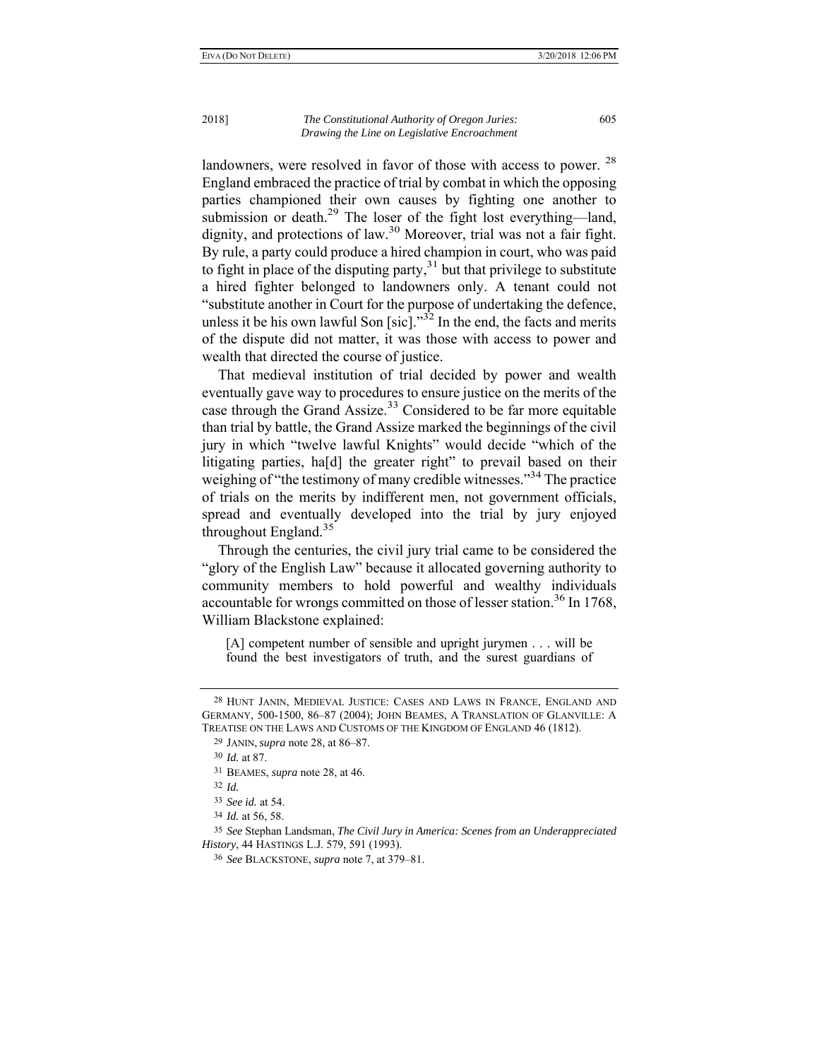landowners, were resolved in favor of those with access to power. [28] England embraced the practice of trial by combat in which the opposing parties championed their own causes by fighting one another to submission or death.[29] The loser of the fight lost everything—land, dignity, and protections of law.[30] Moreover, trial was not a fair fight. By rule, a party could produce a hired champion in court, who was paid to fight in place of the disputing party,[31] but that privilege to substitute a hired fighter belonged to landowners only. A tenant could not "substitute another in Court for the purpose of undertaking the defence, unless it be his own lawful Son [sic]."[32] In the end, the facts and merits of the dispute did not matter, it was those with access to power and wealth that directed the course of justice.

That medieval institution of trial decided by power and wealth eventually gave way to procedures to ensure justice on the merits of the case through the Grand Assize.[33] Considered to be far more equitable than trial by battle, the Grand Assize marked the beginnings of the civil jury in which "twelve lawful Knights" would decide "which of the litigating parties, ha[d] the greater right" to prevail based on their weighing of "the testimony of many credible witnesses."[34] The practice of trials on the merits by indifferent men, not government officials, spread and eventually developed into the trial by jury enjoyed throughout England.[35]

Through the centuries, the civil jury trial came to be considered the "glory of the English Law" because it allocated governing authority to community members to hold powerful and wealthy individuals accountable for wrongs committed on those of lesser station.[36] In 1768, William Blackstone explained:

> [A] competent number of sensible and upright jurymen . . . will be found the best investigators of truth, and the surest guardians of

---

28 HUNT JANIN, MEDIEVAL JUSTICE: CASES AND LAWS IN FRANCE, ENGLAND AND GERMANY, 500-1500, 86–87 (2004); JOHN BEAMES, A TRANSLATION OF GLANVILLE: A TREATISE ON THE LAWS AND CUSTOMS OF THE KINGDOM OF ENGLAND 46 (1812).

29 JANIN, *supra* note 28, at 86–87.

30 *Id.* at 87.

31 BEAMES, *supra* note 28, at 46.

32 *Id.*

33 *See id.* at 54.

34 *Id.* at 56, 58.

35 *See* Stephan Landsman, *The Civil Jury in America: Scenes from an Underappreciated History*, 44 HASTINGS L.J. 579, 591 (1993).

36 *See* BLACKSTONE, *supra* note 7, at 379–81.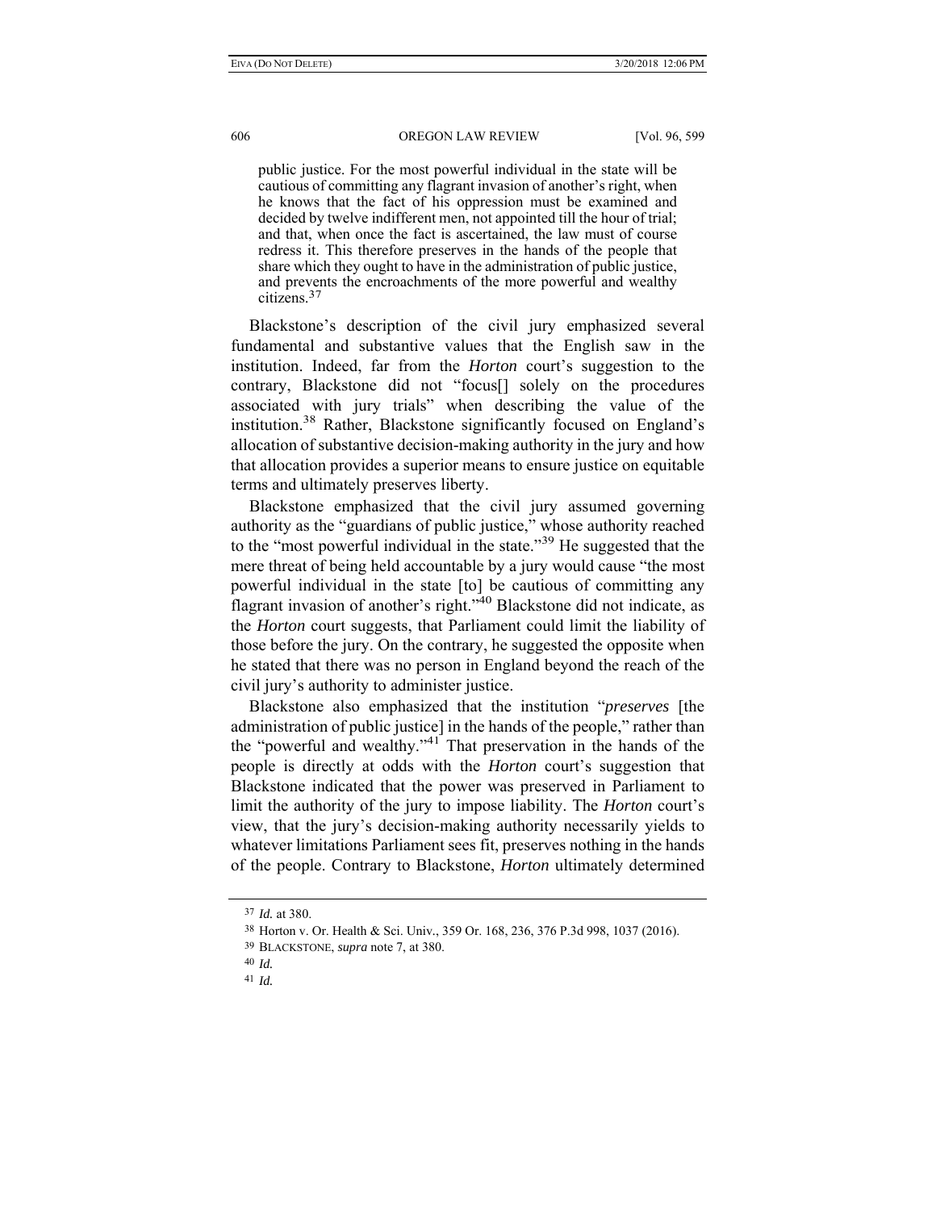> public justice. For the most powerful individual in the state will be cautious of committing any flagrant invasion of another's right, when he knows that the fact of his oppression must be examined and decided by twelve indifferent men, not appointed till the hour of trial; and that, when once the fact is ascertained, the law must of course redress it. This therefore preserves in the hands of the people that share which they ought to have in the administration of public justice, and prevents the encroachments of the more powerful and wealthy citizens.[37]

Blackstone's description of the civil jury emphasized several fundamental and substantive values that the English saw in the institution. Indeed, far from the *Horton* court's suggestion to the contrary, Blackstone did not "focus[] solely on the procedures associated with jury trials" when describing the value of the institution.[38] Rather, Blackstone significantly focused on England's allocation of substantive decision-making authority in the jury and how that allocation provides a superior means to ensure justice on equitable terms and ultimately preserves liberty.

Blackstone emphasized that the civil jury assumed governing authority as the "guardians of public justice," whose authority reached to the "most powerful individual in the state."[39] He suggested that the mere threat of being held accountable by a jury would cause "the most powerful individual in the state [to] be cautious of committing any flagrant invasion of another's right."[40] Blackstone did not indicate, as the *Horton* court suggests, that Parliament could limit the liability of those before the jury. On the contrary, he suggested the opposite when he stated that there was no person in England beyond the reach of the civil jury's authority to administer justice.

Blackstone also emphasized that the institution "*preserves* [the administration of public justice] in the hands of the people," rather than the "powerful and wealthy."[41] That preservation in the hands of the people is directly at odds with the *Horton* court's suggestion that Blackstone indicated that the power was preserved in Parliament to limit the authority of the jury to impose liability. The *Horton* court's view, that the jury's decision-making authority necessarily yields to whatever limitations Parliament sees fit, preserves nothing in the hands of the people. Contrary to Blackstone, *Horton* ultimately determined

---

[37] *Id.* at 380.

[38] Horton v. Or. Health & Sci. Univ., 359 Or. 168, 236, 376 P.3d 998, 1037 (2016).

[39] BLACKSTONE, *supra* note 7, at 380.

[40] *Id.*

[41] *Id.*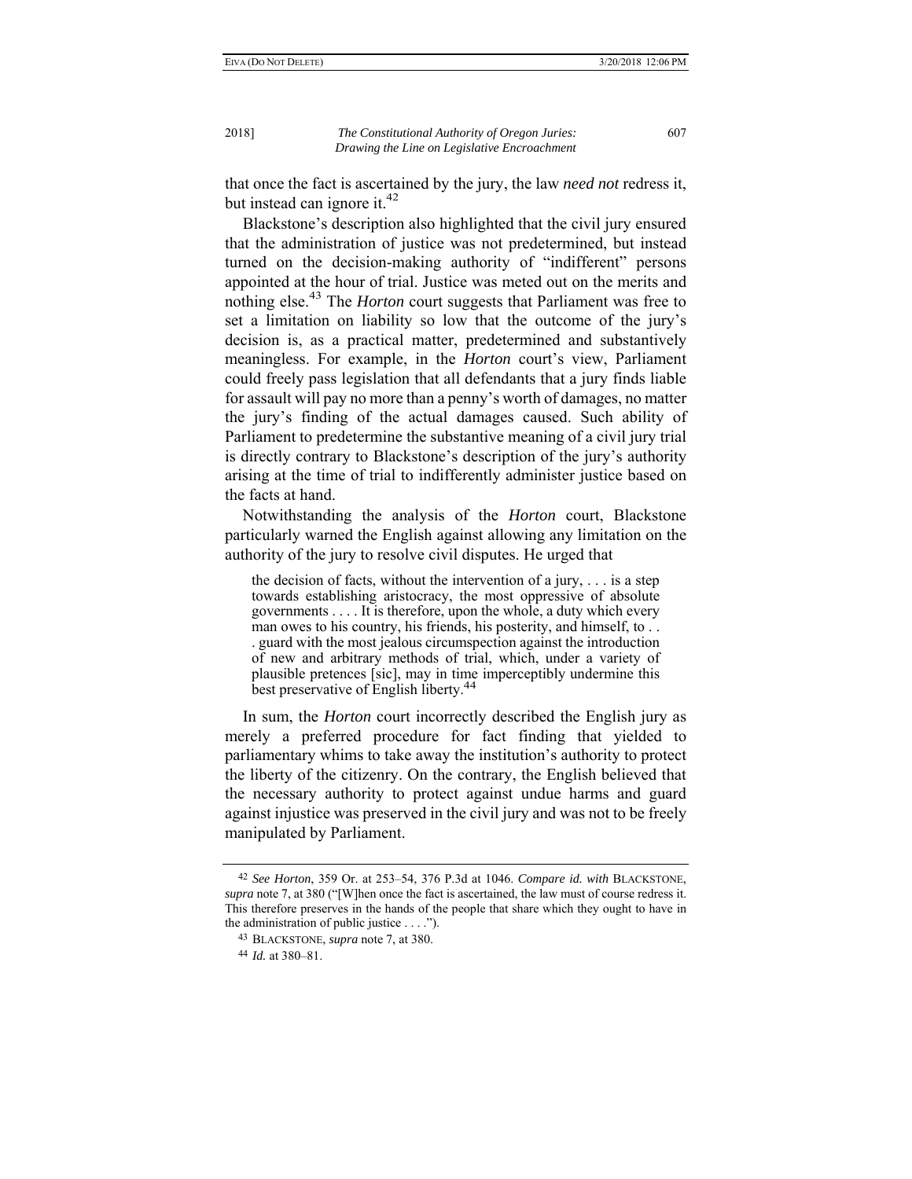that once the fact is ascertained by the jury, the law *need not* redress it, but instead can ignore it.[42]

Blackstone's description also highlighted that the civil jury ensured that the administration of justice was not predetermined, but instead turned on the decision-making authority of "indifferent" persons appointed at the hour of trial. Justice was meted out on the merits and nothing else.[43] The *Horton* court suggests that Parliament was free to set a limitation on liability so low that the outcome of the jury's decision is, as a practical matter, predetermined and substantively meaningless. For example, in the *Horton* court's view, Parliament could freely pass legislation that all defendants that a jury finds liable for assault will pay no more than a penny's worth of damages, no matter the jury's finding of the actual damages caused. Such ability of Parliament to predetermine the substantive meaning of a civil jury trial is directly contrary to Blackstone's description of the jury's authority arising at the time of trial to indifferently administer justice based on the facts at hand.

Notwithstanding the analysis of the *Horton* court, Blackstone particularly warned the English against allowing any limitation on the authority of the jury to resolve civil disputes. He urged that

> the decision of facts, without the intervention of a jury, . . . is a step towards establishing aristocracy, the most oppressive of absolute governments . . . . It is therefore, upon the whole, a duty which every man owes to his country, his friends, his posterity, and himself, to . . . guard with the most jealous circumspection against the introduction of new and arbitrary methods of trial, which, under a variety of plausible pretences [sic], may in time imperceptibly undermine this best preservative of English liberty.[44]

In sum, the *Horton* court incorrectly described the English jury as merely a preferred procedure for fact finding that yielded to parliamentary whims to take away the institution's authority to protect the liberty of the citizenry. On the contrary, the English believed that the necessary authority to protect against undue harms and guard against injustice was preserved in the civil jury and was not to be freely manipulated by Parliament.

---

[42] *See Horton*, 359 Or. at 253–54, 376 P.3d at 1046. *Compare id. with* BLACKSTONE, *supra* note 7, at 380 ("[W]hen once the fact is ascertained, the law must of course redress it. This therefore preserves in the hands of the people that share which they ought to have in the administration of public justice . . . .").

[43] BLACKSTONE, *supra* note 7, at 380.

[44] *Id.* at 380–81.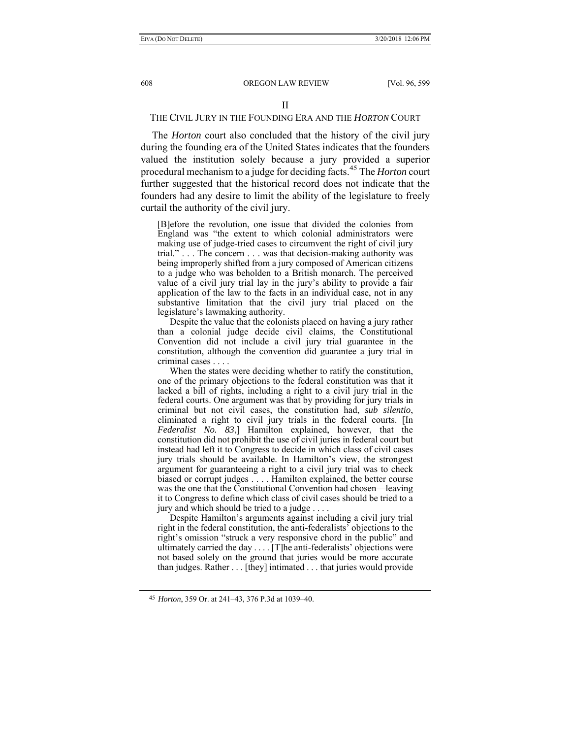## II

## THE CIVIL JURY IN THE FOUNDING ERA AND THE *HORTON* COURT

The *Horton* court also concluded that the history of the civil jury during the founding era of the United States indicates that the founders valued the institution solely because a jury provided a superior procedural mechanism to a judge for deciding facts.[45] The *Horton* court further suggested that the historical record does not indicate that the founders had any desire to limit the ability of the legislature to freely curtail the authority of the civil jury.

> [B]efore the revolution, one issue that divided the colonies from England was "the extent to which colonial administrators were making use of judge-tried cases to circumvent the right of civil jury trial." . . . The concern . . . was that decision-making authority was being improperly shifted from a jury composed of American citizens to a judge who was beholden to a British monarch. The perceived value of a civil jury trial lay in the jury's ability to provide a fair application of the law to the facts in an individual case, not in any substantive limitation that the civil jury trial placed on the legislature's lawmaking authority.
>
> Despite the value that the colonists placed on having a jury rather than a colonial judge decide civil claims, the Constitutional Convention did not include a civil jury trial guarantee in the constitution, although the convention did guarantee a jury trial in criminal cases . . . .
>
> When the states were deciding whether to ratify the constitution, one of the primary objections to the federal constitution was that it lacked a bill of rights, including a right to a civil jury trial in the federal courts. One argument was that by providing for jury trials in criminal but not civil cases, the constitution had, *sub silentio*, eliminated a right to civil jury trials in the federal courts. [In *Federalist No. 83*,] Hamilton explained, however, that the constitution did not prohibit the use of civil juries in federal court but instead had left it to Congress to decide in which class of civil cases jury trials should be available. In Hamilton's view, the strongest argument for guaranteeing a right to a civil jury trial was to check biased or corrupt judges . . . . Hamilton explained, the better course was the one that the Constitutional Convention had chosen—leaving it to Congress to define which class of civil cases should be tried to a jury and which should be tried to a judge . . . .
>
> Despite Hamilton's arguments against including a civil jury trial right in the federal constitution, the anti-federalists' objections to the right's omission "struck a very responsive chord in the public" and ultimately carried the day . . . . [T]he anti-federalists' objections were not based solely on the ground that juries would be more accurate than judges. Rather . . . [they] intimated . . . that juries would provide

[45] *Horton*, 359 Or. at 241–43, 376 P.3d at 1039–40.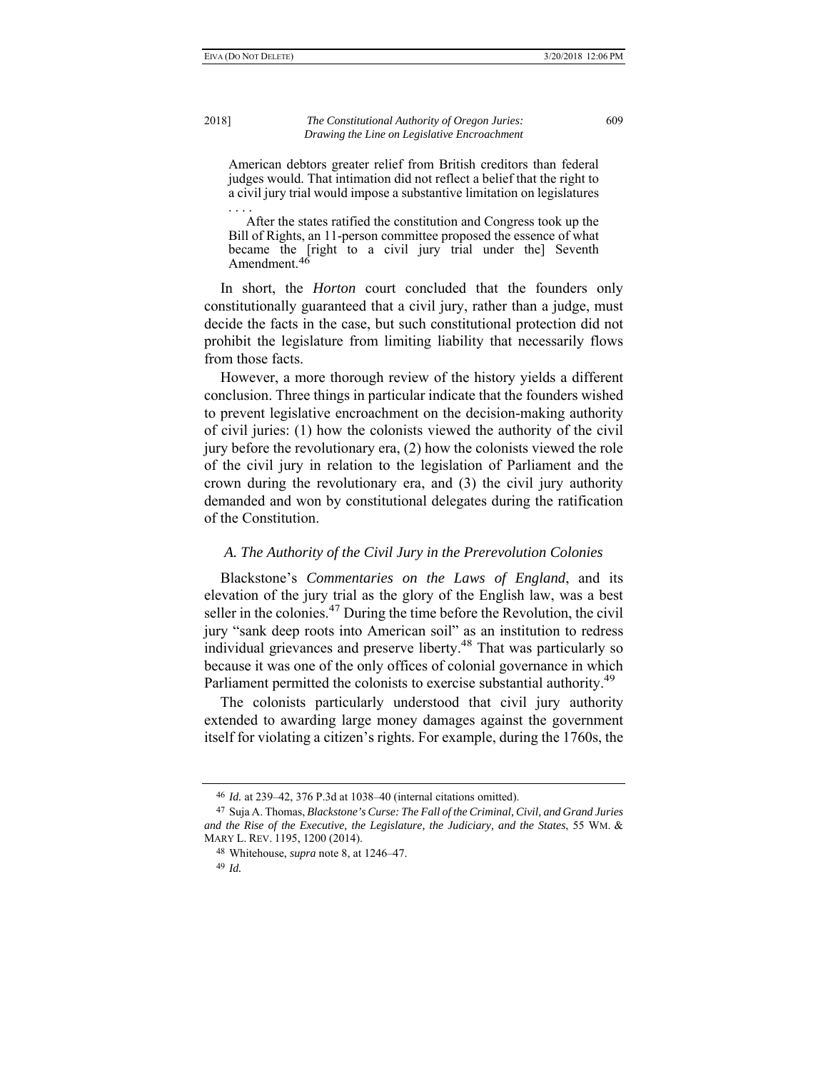> American debtors greater relief from British creditors than federal judges would. That intimation did not reflect a belief that the right to a civil jury trial would impose a substantive limitation on legislatures . . . .
>
> After the states ratified the constitution and Congress took up the Bill of Rights, an 11-person committee proposed the essence of what became the [right to a civil jury trial under the] Seventh Amendment.[46]

In short, the *Horton* court concluded that the founders only constitutionally guaranteed that a civil jury, rather than a judge, must decide the facts in the case, but such constitutional protection did not prohibit the legislature from limiting liability that necessarily flows from those facts.

However, a more thorough review of the history yields a different conclusion. Three things in particular indicate that the founders wished to prevent legislative encroachment on the decision-making authority of civil juries: (1) how the colonists viewed the authority of the civil jury before the revolutionary era, (2) how the colonists viewed the role of the civil jury in relation to the legislation of Parliament and the crown during the revolutionary era, and (3) the civil jury authority demanded and won by constitutional delegates during the ratification of the Constitution.

### *A. The Authority of the Civil Jury in the Prerevolution Colonies*

Blackstone's *Commentaries on the Laws of England*, and its elevation of the jury trial as the glory of the English law, was a best seller in the colonies.[47] During the time before the Revolution, the civil jury "sank deep roots into American soil" as an institution to redress individual grievances and preserve liberty.[48] That was particularly so because it was one of the only offices of colonial governance in which Parliament permitted the colonists to exercise substantial authority.[49]

The colonists particularly understood that civil jury authority extended to awarding large money damages against the government itself for violating a citizen's rights. For example, during the 1760s, the

---

[46] *Id.* at 239–42, 376 P.3d at 1038–40 (internal citations omitted).

[47] Suja A. Thomas, *Blackstone's Curse: The Fall of the Criminal, Civil, and Grand Juries and the Rise of the Executive, the Legislature, the Judiciary, and the States*, 55 WM. & MARY L. REV. 1195, 1200 (2014).

[48] Whitehouse, *supra* note 8, at 1246–47.

[49] *Id.*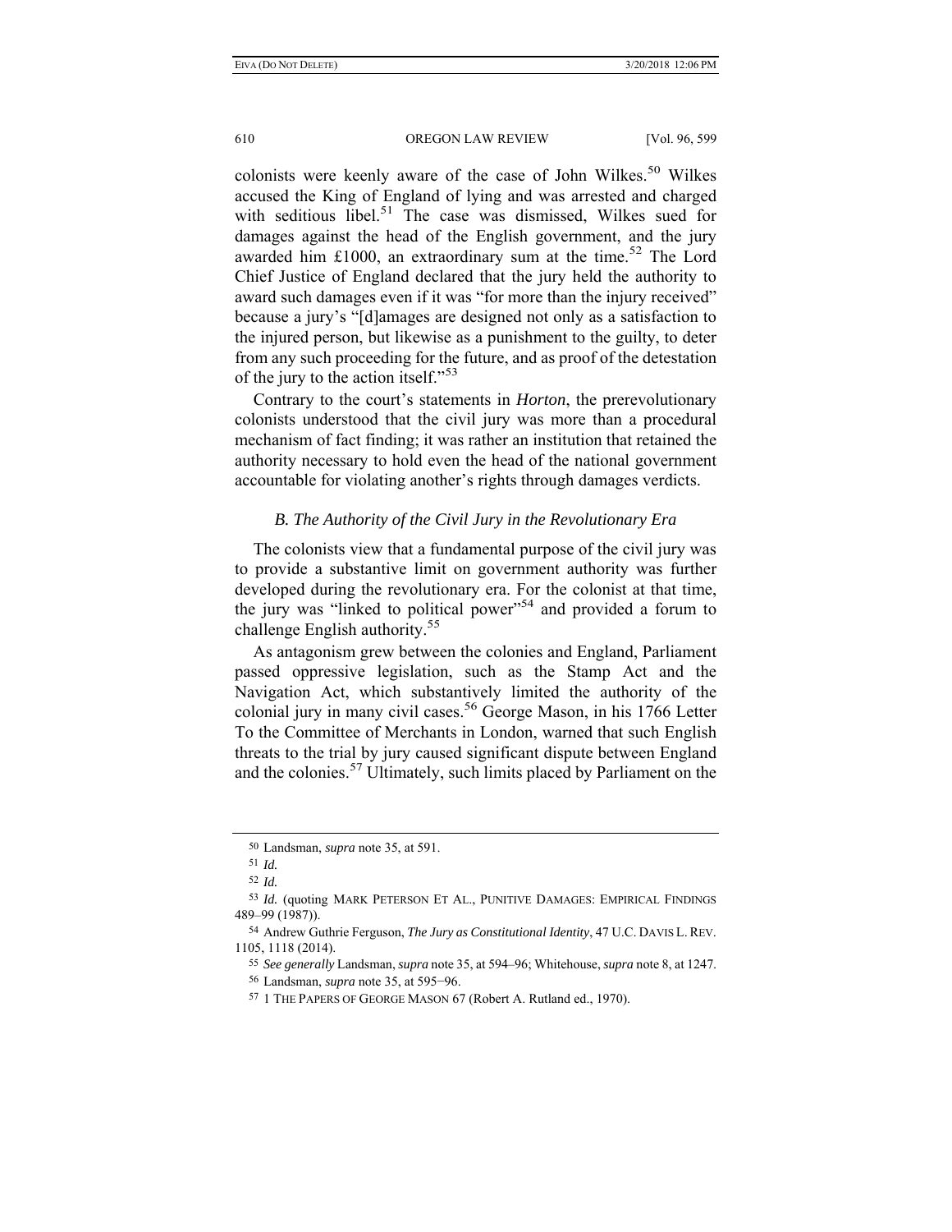colonists were keenly aware of the case of John Wilkes.[50] Wilkes accused the King of England of lying and was arrested and charged with seditious libel.[51] The case was dismissed, Wilkes sued for damages against the head of the English government, and the jury awarded him £1000, an extraordinary sum at the time.[52] The Lord Chief Justice of England declared that the jury held the authority to award such damages even if it was "for more than the injury received" because a jury's "[d]amages are designed not only as a satisfaction to the injured person, but likewise as a punishment to the guilty, to deter from any such proceeding for the future, and as proof of the detestation of the jury to the action itself."[53]

Contrary to the court's statements in *Horton*, the prerevolutionary colonists understood that the civil jury was more than a procedural mechanism of fact finding; it was rather an institution that retained the authority necessary to hold even the head of the national government accountable for violating another's rights through damages verdicts.

### *B. The Authority of the Civil Jury in the Revolutionary Era*

The colonists view that a fundamental purpose of the civil jury was to provide a substantive limit on government authority was further developed during the revolutionary era. For the colonist at that time, the jury was "linked to political power"[54] and provided a forum to challenge English authority.[55]

As antagonism grew between the colonies and England, Parliament passed oppressive legislation, such as the Stamp Act and the Navigation Act, which substantively limited the authority of the colonial jury in many civil cases.[56] George Mason, in his 1766 Letter To the Committee of Merchants in London, warned that such English threats to the trial by jury caused significant dispute between England and the colonies.[57] Ultimately, such limits placed by Parliament on the

---

50 Landsman, *supra* note 35, at 591.

51 *Id.*

52 *Id.*

53 *Id.* (quoting MARK PETERSON ET AL., PUNITIVE DAMAGES: EMPIRICAL FINDINGS 489–99 (1987)).

54 Andrew Guthrie Ferguson, *The Jury as Constitutional Identity*, 47 U.C. DAVIS L. REV. 1105, 1118 (2014).

55 *See generally* Landsman, *supra* note 35, at 594–96; Whitehouse, *supra* note 8, at 1247.

56 Landsman, *supra* note 35, at 595−96.

57 1 THE PAPERS OF GEORGE MASON 67 (Robert A. Rutland ed., 1970).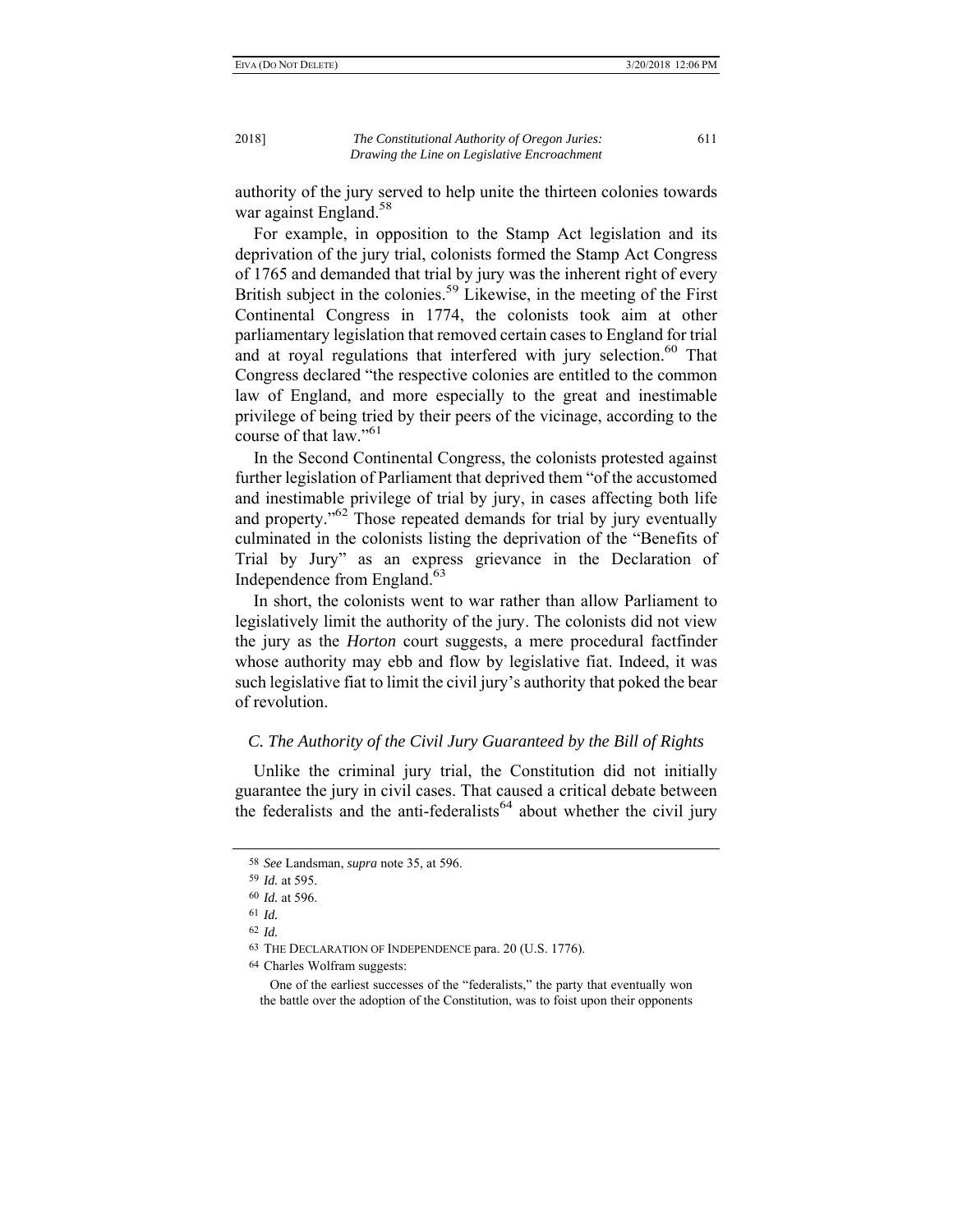authority of the jury served to help unite the thirteen colonies towards war against England.[58]

For example, in opposition to the Stamp Act legislation and its deprivation of the jury trial, colonists formed the Stamp Act Congress of 1765 and demanded that trial by jury was the inherent right of every British subject in the colonies.[59] Likewise, in the meeting of the First Continental Congress in 1774, the colonists took aim at other parliamentary legislation that removed certain cases to England for trial and at royal regulations that interfered with jury selection.[60] That Congress declared "the respective colonies are entitled to the common law of England, and more especially to the great and inestimable privilege of being tried by their peers of the vicinage, according to the course of that law."[61]

In the Second Continental Congress, the colonists protested against further legislation of Parliament that deprived them "of the accustomed and inestimable privilege of trial by jury, in cases affecting both life and property."[62] Those repeated demands for trial by jury eventually culminated in the colonists listing the deprivation of the "Benefits of Trial by Jury" as an express grievance in the Declaration of Independence from England.[63]

In short, the colonists went to war rather than allow Parliament to legislatively limit the authority of the jury. The colonists did not view the jury as the *Horton* court suggests, a mere procedural factfinder whose authority may ebb and flow by legislative fiat. Indeed, it was such legislative fiat to limit the civil jury's authority that poked the bear of revolution.

### *C. The Authority of the Civil Jury Guaranteed by the Bill of Rights*

Unlike the criminal jury trial, the Constitution did not initially guarantee the jury in civil cases. That caused a critical debate between the federalists and the anti-federalists[64] about whether the civil jury

---

58 *See* Landsman, *supra* note 35, at 596.

59 *Id.* at 595.

60 *Id.* at 596.

61 *Id.*

62 *Id.*

63 THE DECLARATION OF INDEPENDENCE para. 20 (U.S. 1776).

64 Charles Wolfram suggests:

> One of the earliest successes of the "federalists," the party that eventually won the battle over the adoption of the Constitution, was to foist upon their opponents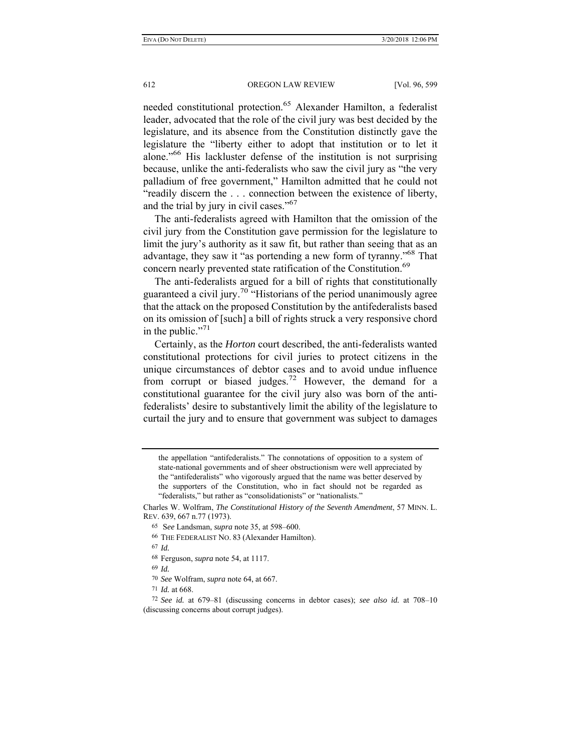needed constitutional protection.[65] Alexander Hamilton, a federalist leader, advocated that the role of the civil jury was best decided by the legislature, and its absence from the Constitution distinctly gave the legislature the "liberty either to adopt that institution or to let it alone."[66] His lackluster defense of the institution is not surprising because, unlike the anti-federalists who saw the civil jury as "the very palladium of free government," Hamilton admitted that he could not "readily discern the . . . connection between the existence of liberty, and the trial by jury in civil cases."[67]

The anti-federalists agreed with Hamilton that the omission of the civil jury from the Constitution gave permission for the legislature to limit the jury's authority as it saw fit, but rather than seeing that as an advantage, they saw it "as portending a new form of tyranny."[68] That concern nearly prevented state ratification of the Constitution.[69]

The anti-federalists argued for a bill of rights that constitutionally guaranteed a civil jury.[70] "Historians of the period unanimously agree that the attack on the proposed Constitution by the antifederalists based on its omission of [such] a bill of rights struck a very responsive chord in the public."[71]

Certainly, as the *Horton* court described, the anti-federalists wanted constitutional protections for civil juries to protect citizens in the unique circumstances of debtor cases and to avoid undue influence from corrupt or biased judges.[72] However, the demand for a constitutional guarantee for the civil jury also was born of the anti-federalists' desire to substantively limit the ability of the legislature to curtail the jury and to ensure that government was subject to damages

---

> the appellation "antifederalists." The connotations of opposition to a system of state-national governments and of sheer obstructionism were well appreciated by the "antifederalists" who vigorously argued that the name was better deserved by the supporters of the Constitution, who in fact should not be regarded as "federalists," but rather as "consolidationists" or "nationalists."

Charles W. Wolfram, *The Constitutional History of the Seventh Amendment*, 57 MINN. L. REV. 639, 667 n.77 (1973).

65 *See* Landsman, *supra* note 35, at 598–600.

66 THE FEDERALIST NO. 83 (Alexander Hamilton).

67 *Id.*

68 Ferguson, *supra* note 54, at 1117.

69 *Id.*

70 *See* Wolfram, *supra* note 64, at 667.

71 *Id.* at 668.

72 *See id.* at 679–81 (discussing concerns in debtor cases); *see also id.* at 708–10 (discussing concerns about corrupt judges).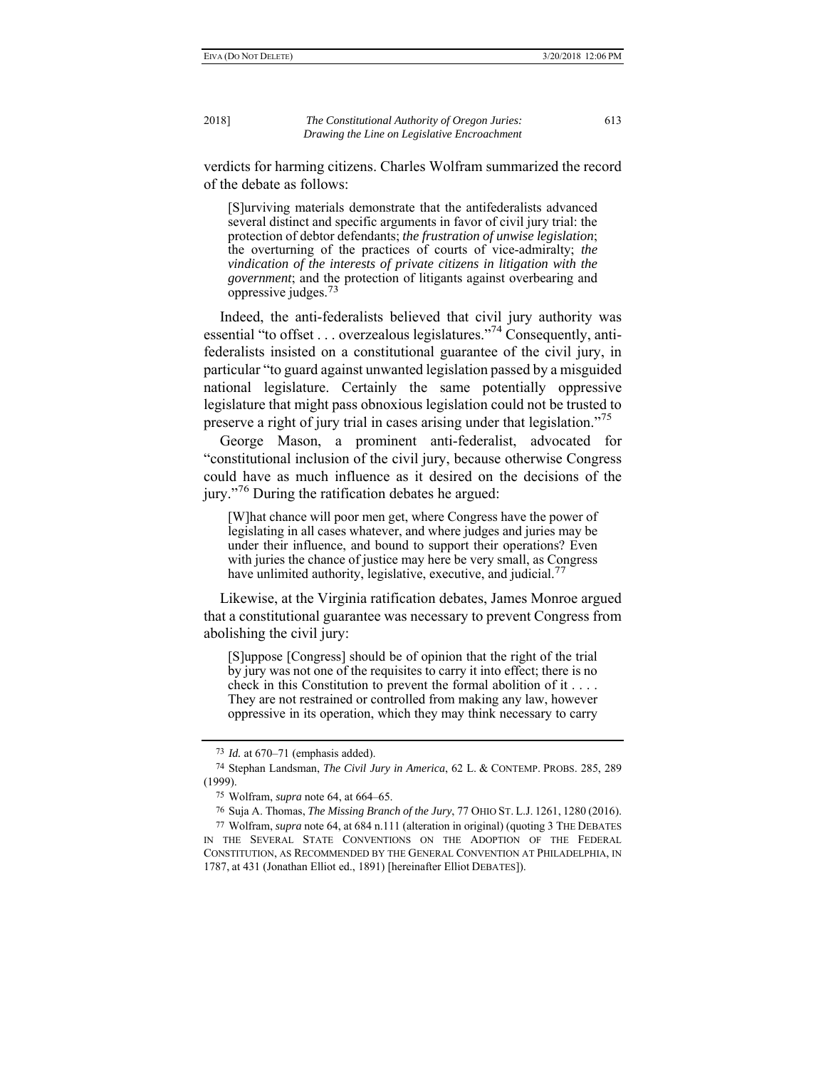verdicts for harming citizens. Charles Wolfram summarized the record of the debate as follows:

> [S]urviving materials demonstrate that the antifederalists advanced several distinct and specific arguments in favor of civil jury trial: the protection of debtor defendants; *the frustration of unwise legislation*; the overturning of the practices of courts of vice-admiralty; *the vindication of the interests of private citizens in litigation with the government*; and the protection of litigants against overbearing and oppressive judges.[73]

Indeed, the anti-federalists believed that civil jury authority was essential "to offset . . . overzealous legislatures."[74] Consequently, anti-federalists insisted on a constitutional guarantee of the civil jury, in particular "to guard against unwanted legislation passed by a misguided national legislature. Certainly the same potentially oppressive legislature that might pass obnoxious legislation could not be trusted to preserve a right of jury trial in cases arising under that legislation."[75]

George Mason, a prominent anti-federalist, advocated for "constitutional inclusion of the civil jury, because otherwise Congress could have as much influence as it desired on the decisions of the jury."[76] During the ratification debates he argued:

> [W]hat chance will poor men get, where Congress have the power of legislating in all cases whatever, and where judges and juries may be under their influence, and bound to support their operations? Even with juries the chance of justice may here be very small, as Congress have unlimited authority, legislative, executive, and judicial.[77]

Likewise, at the Virginia ratification debates, James Monroe argued that a constitutional guarantee was necessary to prevent Congress from abolishing the civil jury:

> [S]uppose [Congress] should be of opinion that the right of the trial by jury was not one of the requisites to carry it into effect; there is no check in this Constitution to prevent the formal abolition of it . . . . They are not restrained or controlled from making any law, however oppressive in its operation, which they may think necessary to carry

---

[73] *Id.* at 670–71 (emphasis added).

[74] Stephan Landsman, *The Civil Jury in America*, 62 L. & CONTEMP. PROBS. 285, 289 (1999).

[75] Wolfram, *supra* note 64, at 664–65.

[76] Suja A. Thomas, *The Missing Branch of the Jury*, 77 OHIO ST. L.J. 1261, 1280 (2016).

[77] Wolfram, *supra* note 64, at 684 n.111 (alteration in original) (quoting 3 THE DEBATES IN THE SEVERAL STATE CONVENTIONS ON THE ADOPTION OF THE FEDERAL CONSTITUTION, AS RECOMMENDED BY THE GENERAL CONVENTION AT PHILADELPHIA, IN 1787, at 431 (Jonathan Elliot ed., 1891) [hereinafter Elliot DEBATES]).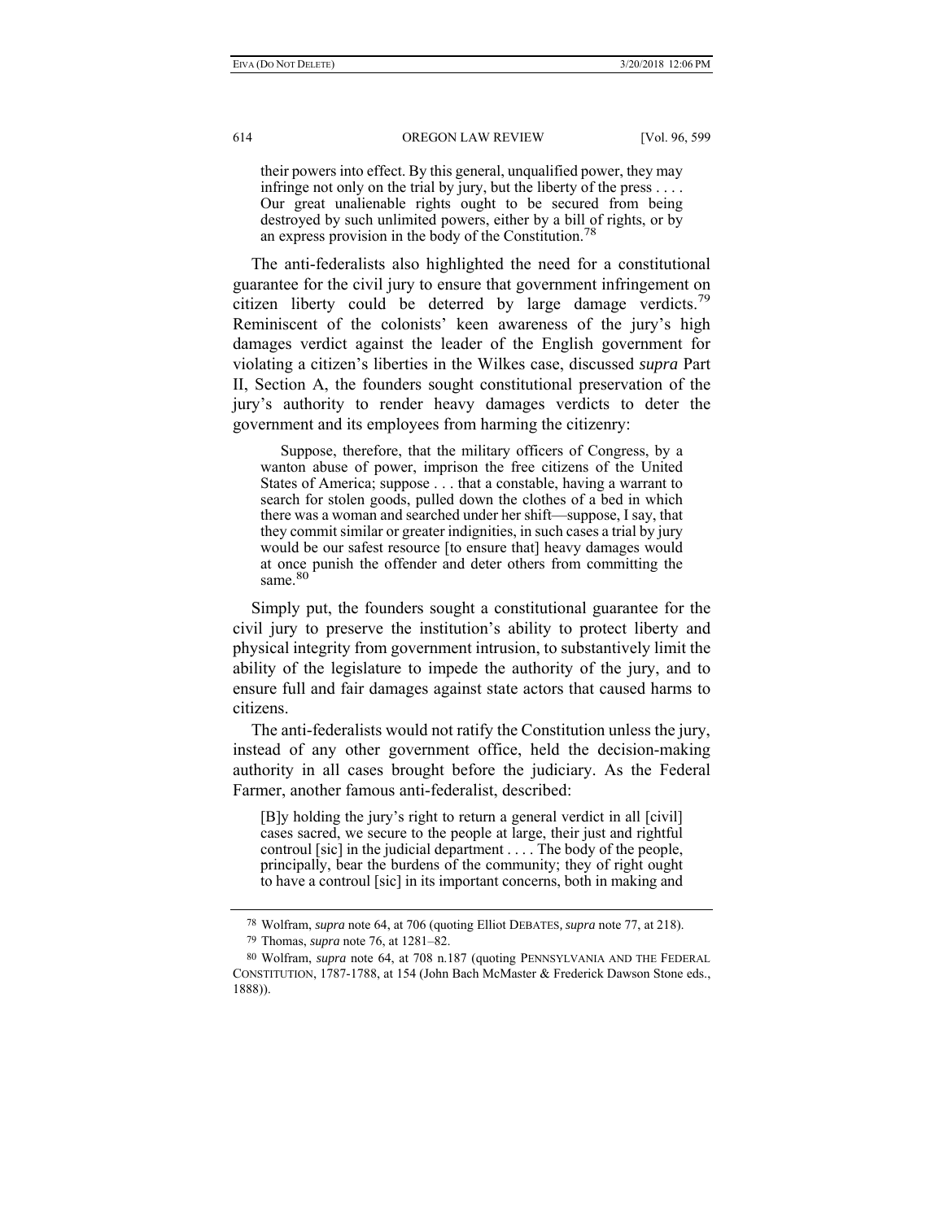> their powers into effect. By this general, unqualified power, they may infringe not only on the trial by jury, but the liberty of the press . . . . Our great unalienable rights ought to be secured from being destroyed by such unlimited powers, either by a bill of rights, or by an express provision in the body of the Constitution.[78]

The anti-federalists also highlighted the need for a constitutional guarantee for the civil jury to ensure that government infringement on citizen liberty could be deterred by large damage verdicts.[79] Reminiscent of the colonists' keen awareness of the jury's high damages verdict against the leader of the English government for violating a citizen's liberties in the Wilkes case, discussed *supra* Part II, Section A, the founders sought constitutional preservation of the jury's authority to render heavy damages verdicts to deter the government and its employees from harming the citizenry:

> Suppose, therefore, that the military officers of Congress, by a wanton abuse of power, imprison the free citizens of the United States of America; suppose . . . that a constable, having a warrant to search for stolen goods, pulled down the clothes of a bed in which there was a woman and searched under her shift—suppose, I say, that they commit similar or greater indignities, in such cases a trial by jury would be our safest resource [to ensure that] heavy damages would at once punish the offender and deter others from committing the same.[80]

Simply put, the founders sought a constitutional guarantee for the civil jury to preserve the institution's ability to protect liberty and physical integrity from government intrusion, to substantively limit the ability of the legislature to impede the authority of the jury, and to ensure full and fair damages against state actors that caused harms to citizens.

The anti-federalists would not ratify the Constitution unless the jury, instead of any other government office, held the decision-making authority in all cases brought before the judiciary. As the Federal Farmer, another famous anti-federalist, described:

> [B]y holding the jury's right to return a general verdict in all [civil] cases sacred, we secure to the people at large, their just and rightful controul [sic] in the judicial department . . . . The body of the people, principally, bear the burdens of the community; they of right ought to have a controul [sic] in its important concerns, both in making and

---

78 Wolfram, *supra* note 64, at 706 (quoting Elliot DEBATES, *supra* note 77, at 218).

79 Thomas, *supra* note 76, at 1281–82.

80 Wolfram, *supra* note 64, at 708 n.187 (quoting PENNSYLVANIA AND THE FEDERAL CONSTITUTION, 1787-1788, at 154 (John Bach McMaster & Frederick Dawson Stone eds., 1888)).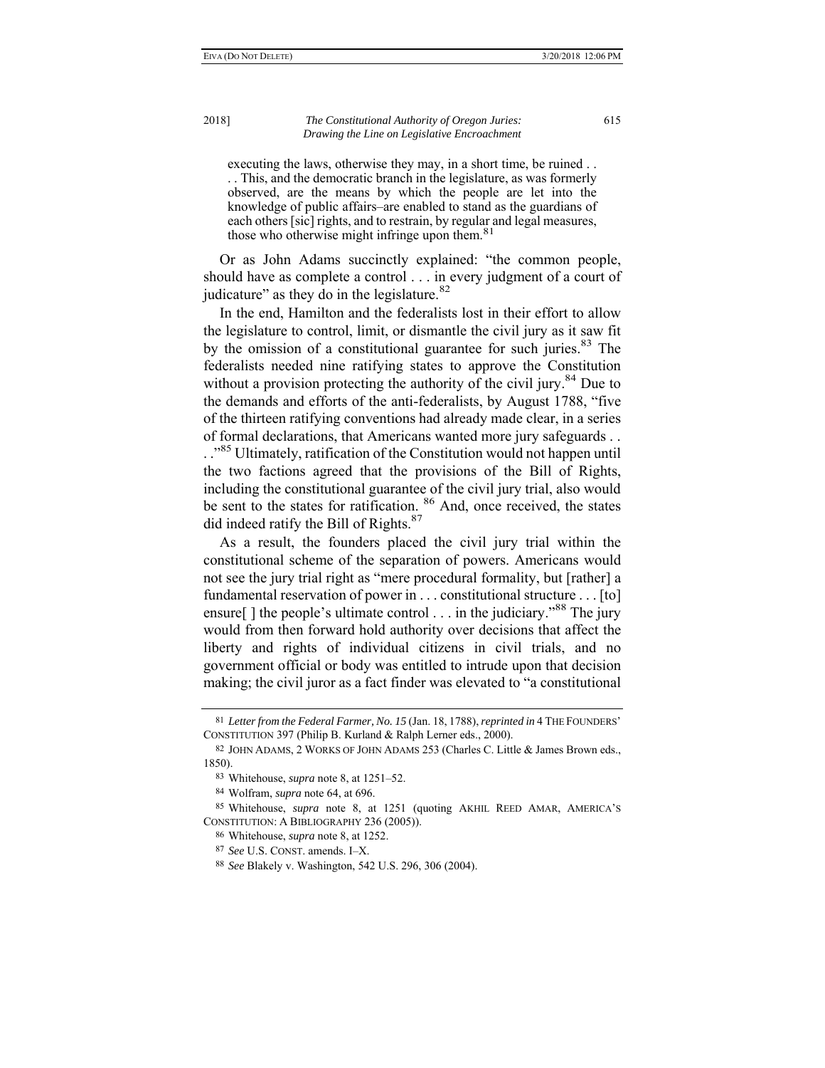> executing the laws, otherwise they may, in a short time, be ruined . . . . This, and the democratic branch in the legislature, as was formerly observed, are the means by which the people are let into the knowledge of public affairs–are enabled to stand as the guardians of each others [sic] rights, and to restrain, by regular and legal measures, those who otherwise might infringe upon them.[81]

Or as John Adams succinctly explained: "the common people, should have as complete a control . . . in every judgment of a court of judicature" as they do in the legislature.[82]

In the end, Hamilton and the federalists lost in their effort to allow the legislature to control, limit, or dismantle the civil jury as it saw fit by the omission of a constitutional guarantee for such juries.[83] The federalists needed nine ratifying states to approve the Constitution without a provision protecting the authority of the civil jury.[84] Due to the demands and efforts of the anti-federalists, by August 1788, "five of the thirteen ratifying conventions had already made clear, in a series of formal declarations, that Americans wanted more jury safeguards . . . ."[85] Ultimately, ratification of the Constitution would not happen until the two factions agreed that the provisions of the Bill of Rights, including the constitutional guarantee of the civil jury trial, also would be sent to the states for ratification.[86] And, once received, the states did indeed ratify the Bill of Rights.[87]

As a result, the founders placed the civil jury trial within the constitutional scheme of the separation of powers. Americans would not see the jury trial right as "mere procedural formality, but [rather] a fundamental reservation of power in . . . constitutional structure . . . [to] ensure[ ] the people's ultimate control . . . in the judiciary."[88] The jury would from then forward hold authority over decisions that affect the liberty and rights of individual citizens in civil trials, and no government official or body was entitled to intrude upon that decision making; the civil juror as a fact finder was elevated to "a constitutional

---

81 *Letter from the Federal Farmer, No. 15* (Jan. 18, 1788), *reprinted in* 4 THE FOUNDERS' CONSTITUTION 397 (Philip B. Kurland & Ralph Lerner eds., 2000).

82 JOHN ADAMS, 2 WORKS OF JOHN ADAMS 253 (Charles C. Little & James Brown eds., 1850).

83 Whitehouse, *supra* note 8, at 1251–52.

84 Wolfram, *supra* note 64, at 696.

85 Whitehouse, *supra* note 8, at 1251 (quoting AKHIL REED AMAR, AMERICA'S CONSTITUTION: A BIBLIOGRAPHY 236 (2005)).

86 Whitehouse, *supra* note 8, at 1252.

87 *See* U.S. CONST. amends. I–X.

88 *See* Blakely v. Washington, 542 U.S. 296, 306 (2004).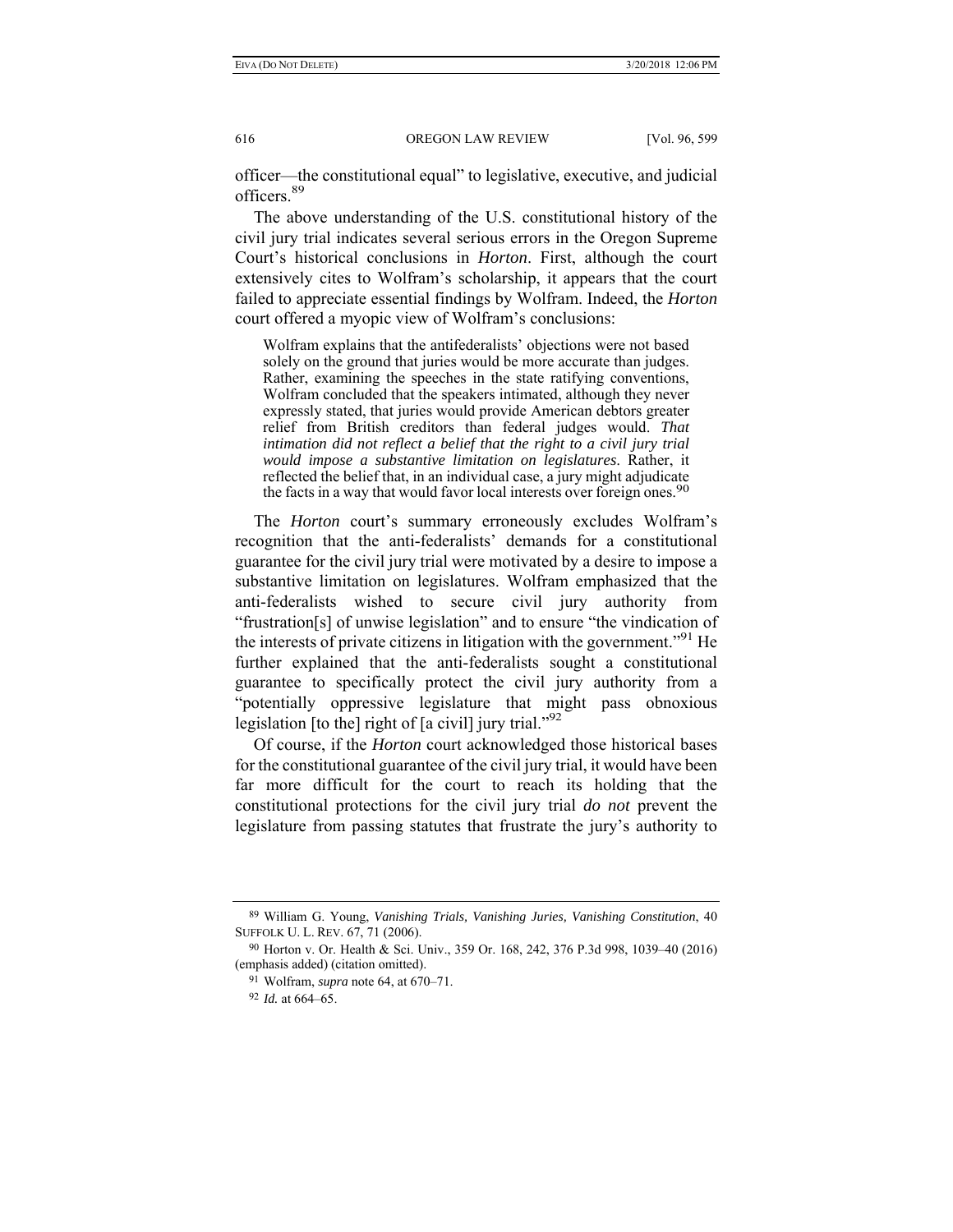officer—the constitutional equal" to legislative, executive, and judicial officers.[89]

The above understanding of the U.S. constitutional history of the civil jury trial indicates several serious errors in the Oregon Supreme Court's historical conclusions in *Horton*. First, although the court extensively cites to Wolfram's scholarship, it appears that the court failed to appreciate essential findings by Wolfram. Indeed, the *Horton* court offered a myopic view of Wolfram's conclusions:

> Wolfram explains that the antifederalists' objections were not based solely on the ground that juries would be more accurate than judges. Rather, examining the speeches in the state ratifying conventions, Wolfram concluded that the speakers intimated, although they never expressly stated, that juries would provide American debtors greater relief from British creditors than federal judges would. *That intimation did not reflect a belief that the right to a civil jury trial would impose a substantive limitation on legislatures*. Rather, it reflected the belief that, in an individual case, a jury might adjudicate the facts in a way that would favor local interests over foreign ones.[90]

The *Horton* court's summary erroneously excludes Wolfram's recognition that the anti-federalists' demands for a constitutional guarantee for the civil jury trial were motivated by a desire to impose a substantive limitation on legislatures. Wolfram emphasized that the anti-federalists wished to secure civil jury authority from "frustration[s] of unwise legislation" and to ensure "the vindication of the interests of private citizens in litigation with the government."[91] He further explained that the anti-federalists sought a constitutional guarantee to specifically protect the civil jury authority from a "potentially oppressive legislature that might pass obnoxious legislation [to the] right of [a civil] jury trial."[92]

Of course, if the *Horton* court acknowledged those historical bases for the constitutional guarantee of the civil jury trial, it would have been far more difficult for the court to reach its holding that the constitutional protections for the civil jury trial *do not* prevent the legislature from passing statutes that frustrate the jury's authority to

---

[89] William G. Young, *Vanishing Trials, Vanishing Juries, Vanishing Constitution*, 40 SUFFOLK U. L. REV. 67, 71 (2006).

[90] Horton v. Or. Health & Sci. Univ., 359 Or. 168, 242, 376 P.3d 998, 1039–40 (2016) (emphasis added) (citation omitted).

[91] Wolfram, *supra* note 64, at 670–71.

[92] *Id.* at 664–65.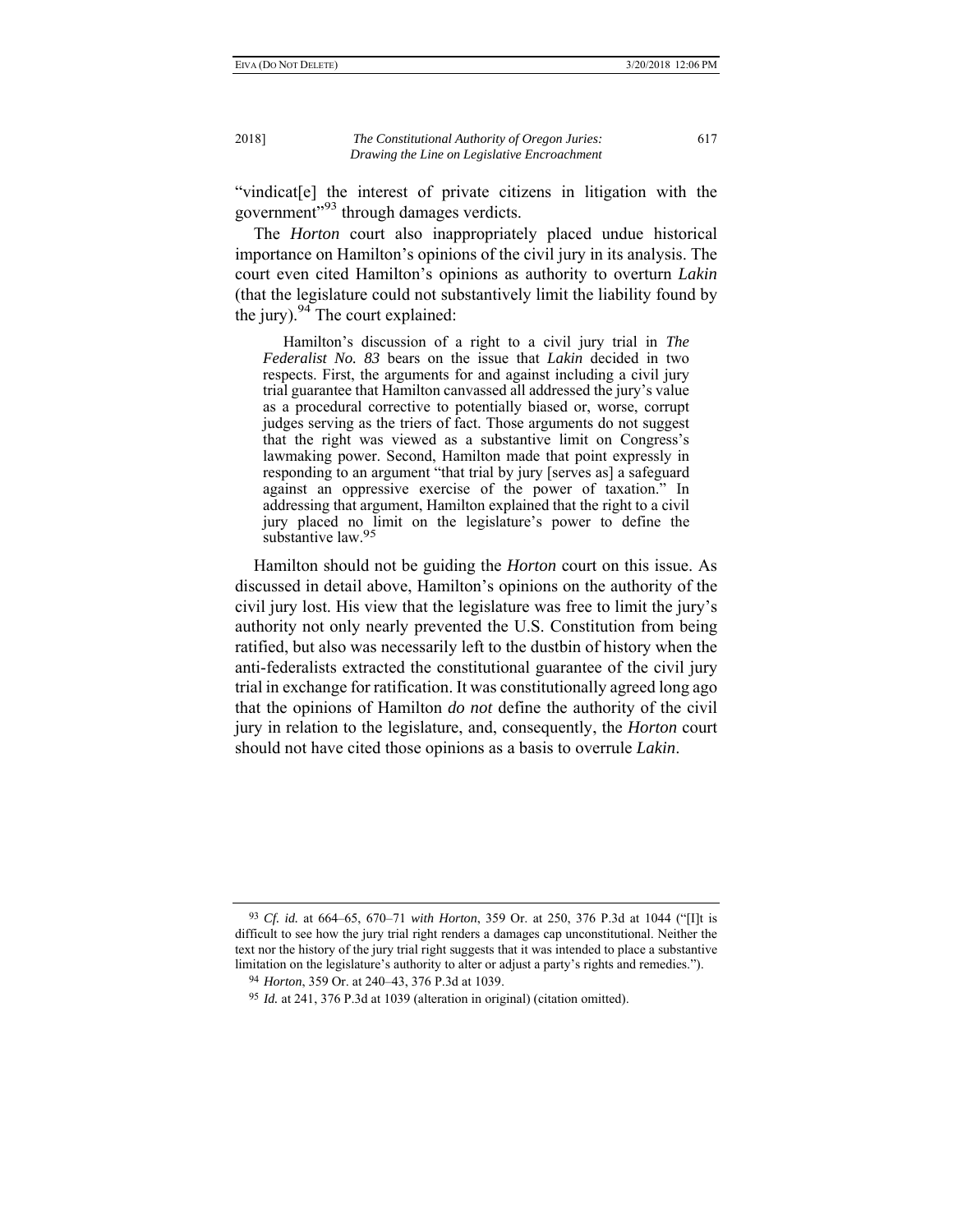"vindicat[e] the interest of private citizens in litigation with the government"[93] through damages verdicts.

The *Horton* court also inappropriately placed undue historical importance on Hamilton's opinions of the civil jury in its analysis. The court even cited Hamilton's opinions as authority to overturn *Lakin* (that the legislature could not substantively limit the liability found by the jury).[94] The court explained:

> Hamilton's discussion of a right to a civil jury trial in *The Federalist No. 83* bears on the issue that *Lakin* decided in two respects. First, the arguments for and against including a civil jury trial guarantee that Hamilton canvassed all addressed the jury's value as a procedural corrective to potentially biased or, worse, corrupt judges serving as the triers of fact. Those arguments do not suggest that the right was viewed as a substantive limit on Congress's lawmaking power. Second, Hamilton made that point expressly in responding to an argument "that trial by jury [serves as] a safeguard against an oppressive exercise of the power of taxation." In addressing that argument, Hamilton explained that the right to a civil jury placed no limit on the legislature's power to define the substantive law.[95]

Hamilton should not be guiding the *Horton* court on this issue. As discussed in detail above, Hamilton's opinions on the authority of the civil jury lost. His view that the legislature was free to limit the jury's authority not only nearly prevented the U.S. Constitution from being ratified, but also was necessarily left to the dustbin of history when the anti-federalists extracted the constitutional guarantee of the civil jury trial in exchange for ratification. It was constitutionally agreed long ago that the opinions of Hamilton *do not* define the authority of the civil jury in relation to the legislature, and, consequently, the *Horton* court should not have cited those opinions as a basis to overrule *Lakin*.

---

[93] *Cf. id.* at 664–65, 670–71 *with Horton*, 359 Or. at 250, 376 P.3d at 1044 ("[I]t is difficult to see how the jury trial right renders a damages cap unconstitutional. Neither the text nor the history of the jury trial right suggests that it was intended to place a substantive limitation on the legislature's authority to alter or adjust a party's rights and remedies.").

[94] *Horton*, 359 Or. at 240–43, 376 P.3d at 1039.

[95] *Id.* at 241, 376 P.3d at 1039 (alteration in original) (citation omitted).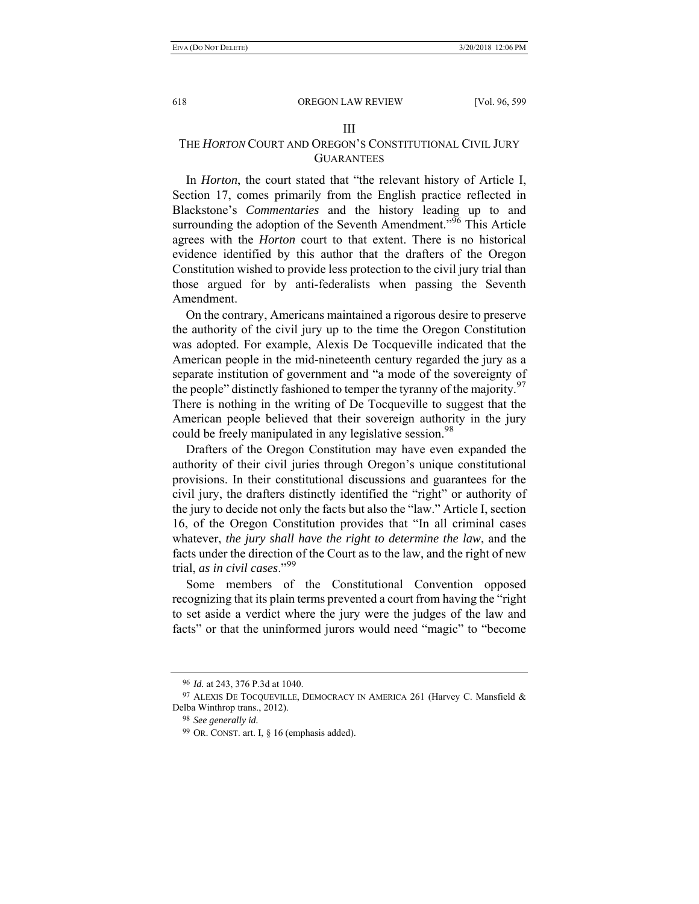## III

## THE *HORTON* COURT AND OREGON'S CONSTITUTIONAL CIVIL JURY GUARANTEES

In *Horton*, the court stated that "the relevant history of Article I, Section 17, comes primarily from the English practice reflected in Blackstone's *Commentaries* and the history leading up to and surrounding the adoption of the Seventh Amendment."[96] This Article agrees with the *Horton* court to that extent. There is no historical evidence identified by this author that the drafters of the Oregon Constitution wished to provide less protection to the civil jury trial than those argued for by anti-federalists when passing the Seventh Amendment.

On the contrary, Americans maintained a rigorous desire to preserve the authority of the civil jury up to the time the Oregon Constitution was adopted. For example, Alexis De Tocqueville indicated that the American people in the mid-nineteenth century regarded the jury as a separate institution of government and "a mode of the sovereignty of the people" distinctly fashioned to temper the tyranny of the majority.[97] There is nothing in the writing of De Tocqueville to suggest that the American people believed that their sovereign authority in the jury could be freely manipulated in any legislative session.[98]

Drafters of the Oregon Constitution may have even expanded the authority of their civil juries through Oregon's unique constitutional provisions. In their constitutional discussions and guarantees for the civil jury, the drafters distinctly identified the "right" or authority of the jury to decide not only the facts but also the "law." Article I, section 16, of the Oregon Constitution provides that "In all criminal cases whatever, *the jury shall have the right to determine the law*, and the facts under the direction of the Court as to the law, and the right of new trial, *as in civil cases*."[99]

Some members of the Constitutional Convention opposed recognizing that its plain terms prevented a court from having the "right to set aside a verdict where the jury were the judges of the law and facts" or that the uninformed jurors would need "magic" to "become

---

[96] *Id.* at 243, 376 P.3d at 1040.

[97] ALEXIS DE TOCQUEVILLE, DEMOCRACY IN AMERICA 261 (Harvey C. Mansfield & Delba Winthrop trans., 2012).

[98] *See generally id.*

[99] OR. CONST. art. I, § 16 (emphasis added).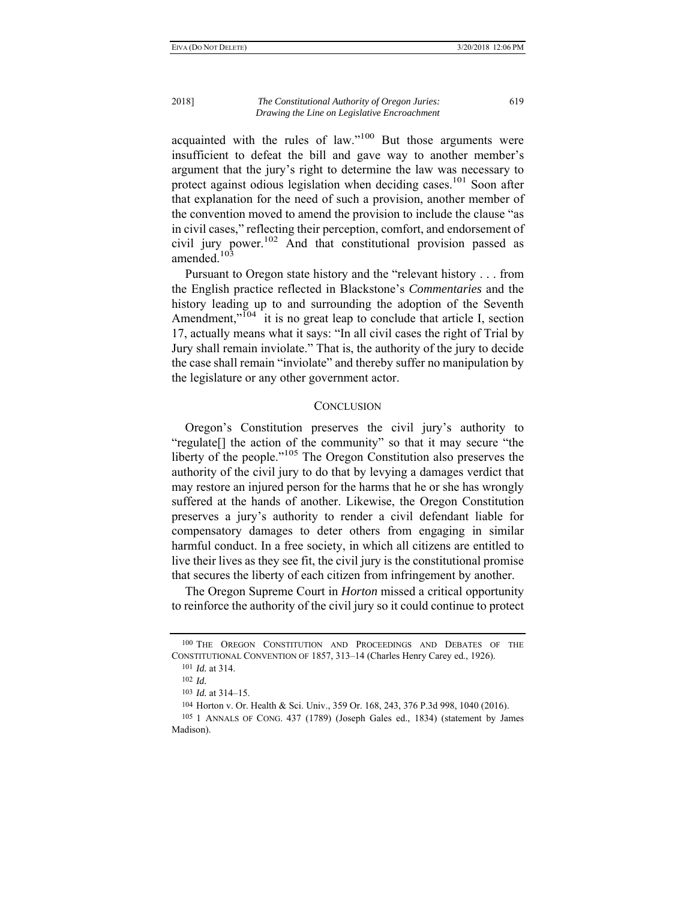acquainted with the rules of law."[100] But those arguments were insufficient to defeat the bill and gave way to another member's argument that the jury's right to determine the law was necessary to protect against odious legislation when deciding cases.[101] Soon after that explanation for the need of such a provision, another member of the convention moved to amend the provision to include the clause "as in civil cases," reflecting their perception, comfort, and endorsement of civil jury power.[102] And that constitutional provision passed as amended.[103]

Pursuant to Oregon state history and the "relevant history . . . from the English practice reflected in Blackstone's *Commentaries* and the history leading up to and surrounding the adoption of the Seventh Amendment,"[104] it is no great leap to conclude that article I, section 17, actually means what it says: "In all civil cases the right of Trial by Jury shall remain inviolate." That is, the authority of the jury to decide the case shall remain "inviolate" and thereby suffer no manipulation by the legislature or any other government actor.

## CONCLUSION

Oregon's Constitution preserves the civil jury's authority to "regulate[] the action of the community" so that it may secure "the liberty of the people."[105] The Oregon Constitution also preserves the authority of the civil jury to do that by levying a damages verdict that may restore an injured person for the harms that he or she has wrongly suffered at the hands of another. Likewise, the Oregon Constitution preserves a jury's authority to render a civil defendant liable for compensatory damages to deter others from engaging in similar harmful conduct. In a free society, in which all citizens are entitled to live their lives as they see fit, the civil jury is the constitutional promise that secures the liberty of each citizen from infringement by another.

The Oregon Supreme Court in *Horton* missed a critical opportunity to reinforce the authority of the civil jury so it could continue to protect

---

100 THE OREGON CONSTITUTION AND PROCEEDINGS AND DEBATES OF THE CONSTITUTIONAL CONVENTION OF 1857, 313–14 (Charles Henry Carey ed., 1926).

101 *Id.* at 314.

102 *Id.*

103 *Id.* at 314–15.

104 Horton v. Or. Health & Sci. Univ., 359 Or. 168, 243, 376 P.3d 998, 1040 (2016).

105 1 ANNALS OF CONG. 437 (1789) (Joseph Gales ed., 1834) (statement by James Madison).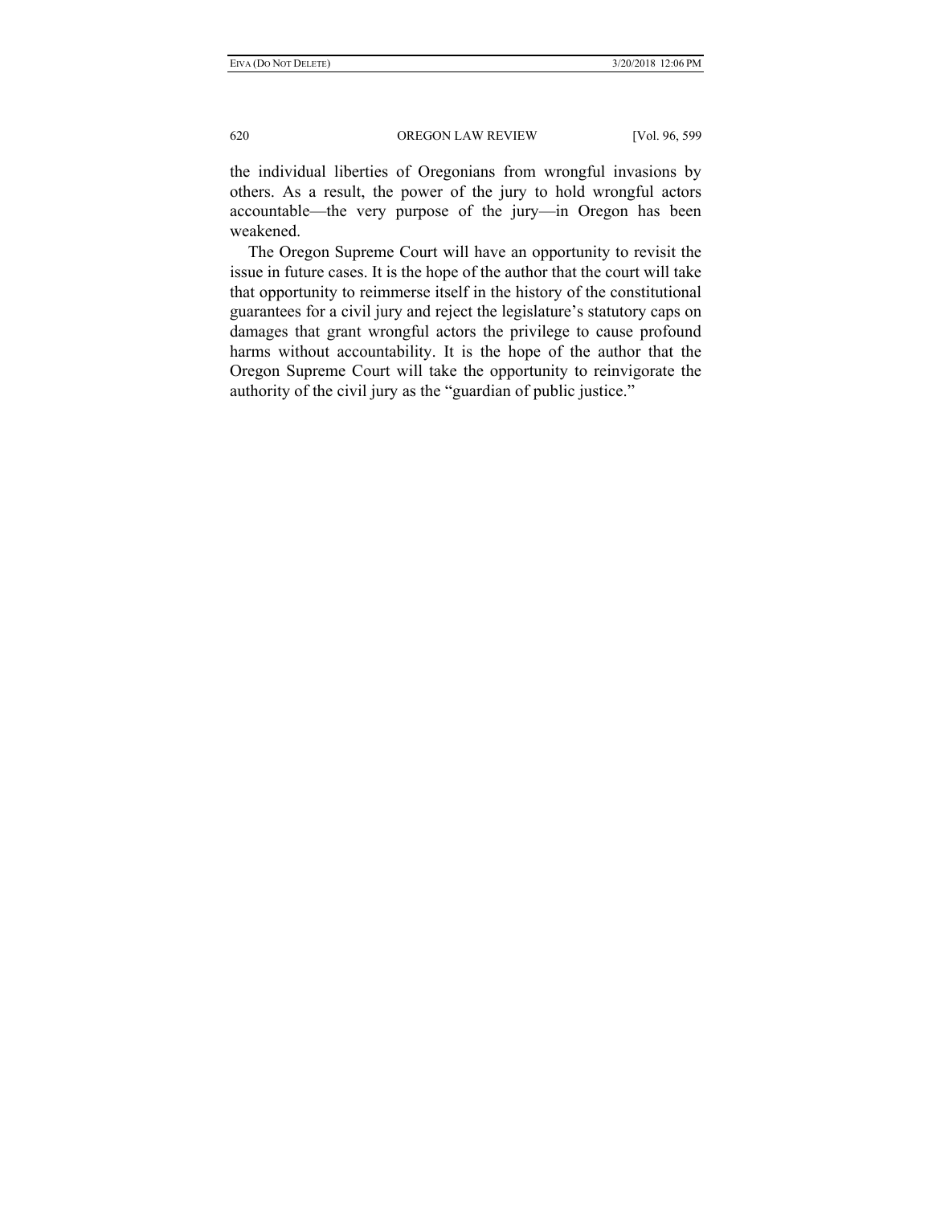the individual liberties of Oregonians from wrongful invasions by others. As a result, the power of the jury to hold wrongful actors accountable—the very purpose of the jury—in Oregon has been weakened.

The Oregon Supreme Court will have an opportunity to revisit the issue in future cases. It is the hope of the author that the court will take that opportunity to reimmerse itself in the history of the constitutional guarantees for a civil jury and reject the legislature's statutory caps on damages that grant wrongful actors the privilege to cause profound harms without accountability. It is the hope of the author that the Oregon Supreme Court will take the opportunity to reinvigorate the authority of the civil jury as the "guardian of public justice."